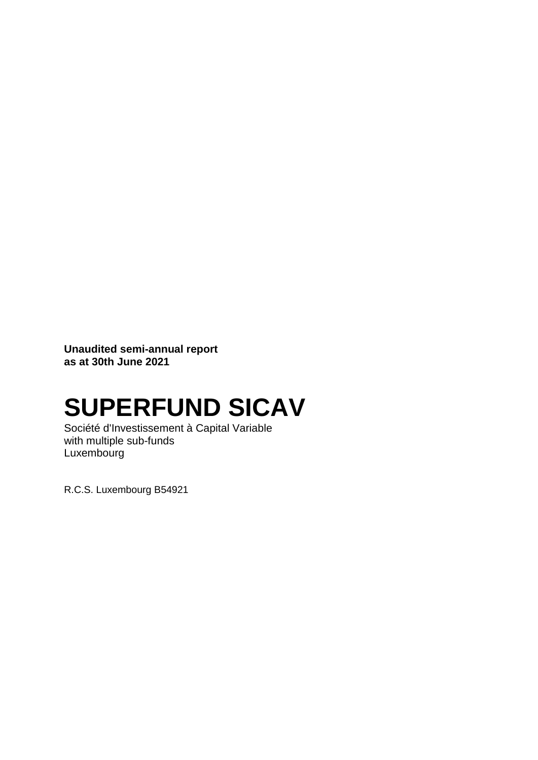**Unaudited semi-annual report as at 30th June 2021**

# SUPERFUND SICAV

Société d'Investissement à Capital Variable
with multiple sub-funds
Luxembourg

R.C.S. Luxembourg B54921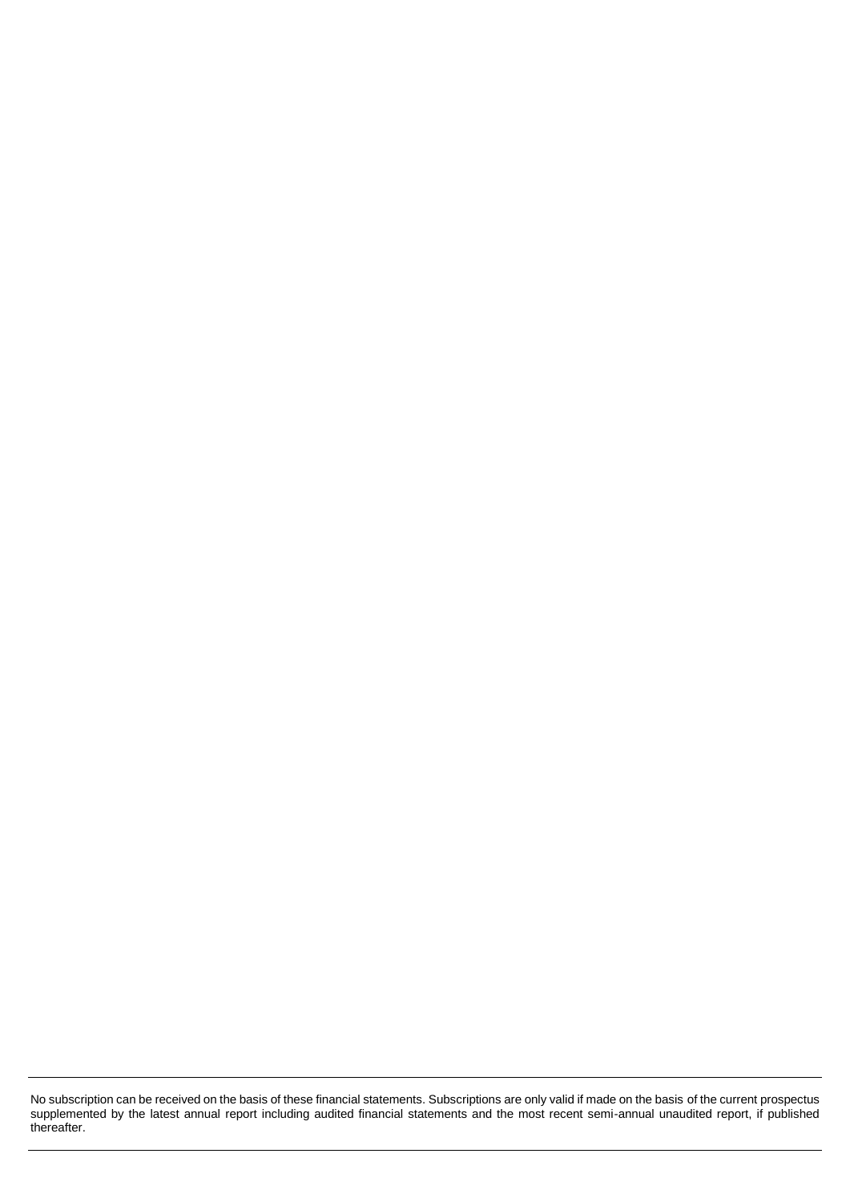No subscription can be received on the basis of these financial statements. Subscriptions are only valid if made on the basis of the current prospectus supplemented by the latest annual report including audited financial statements and the most recent semi-annual unaudited report, if published thereafter.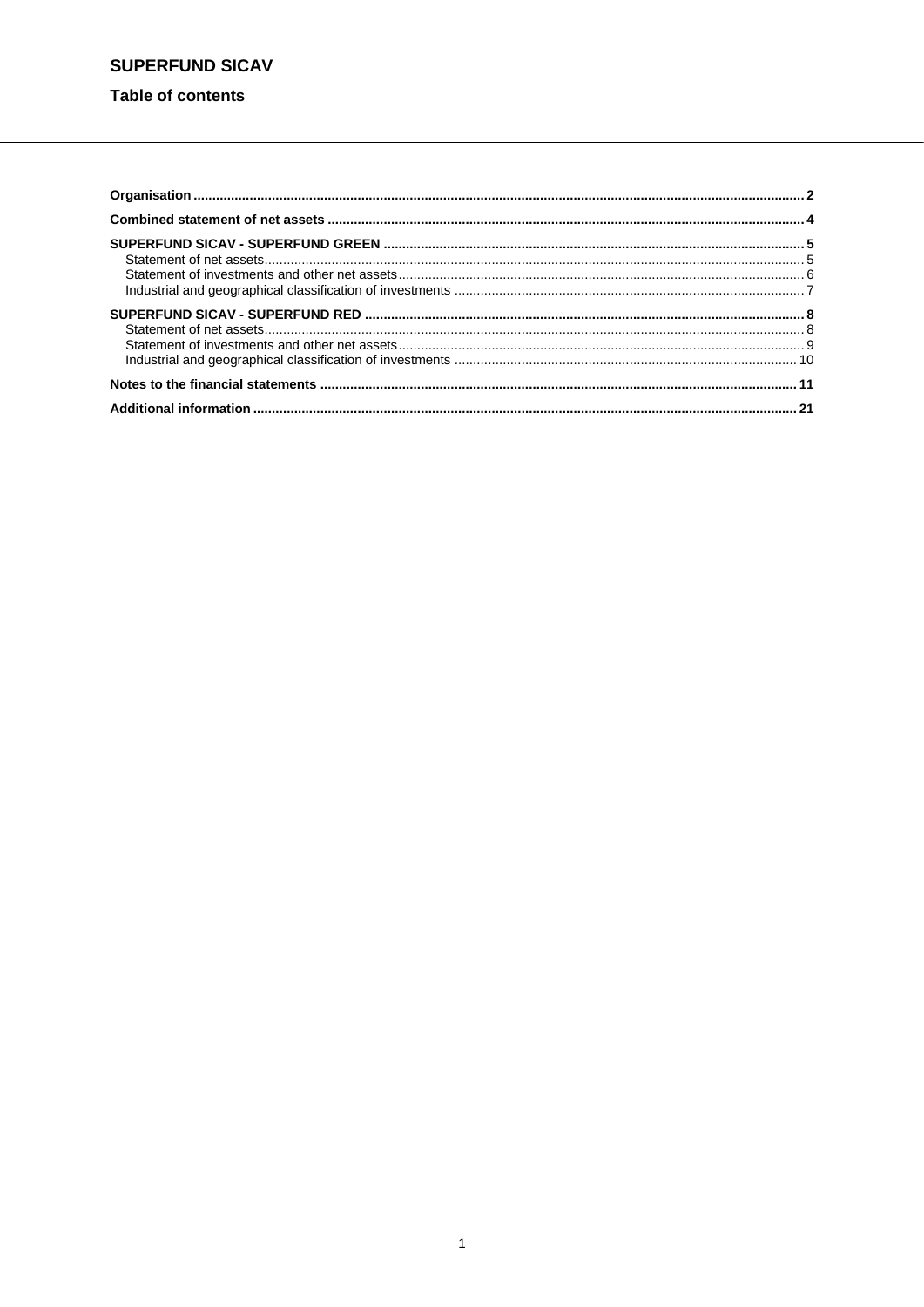# SUPERFUND SICAV

## Table of contents

| | |
|---|---|
| **Organisation** | **2** |
| **Combined statement of net assets** | **4** |
| **SUPERFUND SICAV - SUPERFUND GREEN** | **5** |
| Statement of net assets | 5 |
| Statement of investments and other net assets | 6 |
| Industrial and geographical classification of investments | 7 |
| **SUPERFUND SICAV - SUPERFUND RED** | **8** |
| Statement of net assets | 8 |
| Statement of investments and other net assets | 9 |
| Industrial and geographical classification of investments | 10 |
| **Notes to the financial statements** | **11** |
| **Additional information** | **21** |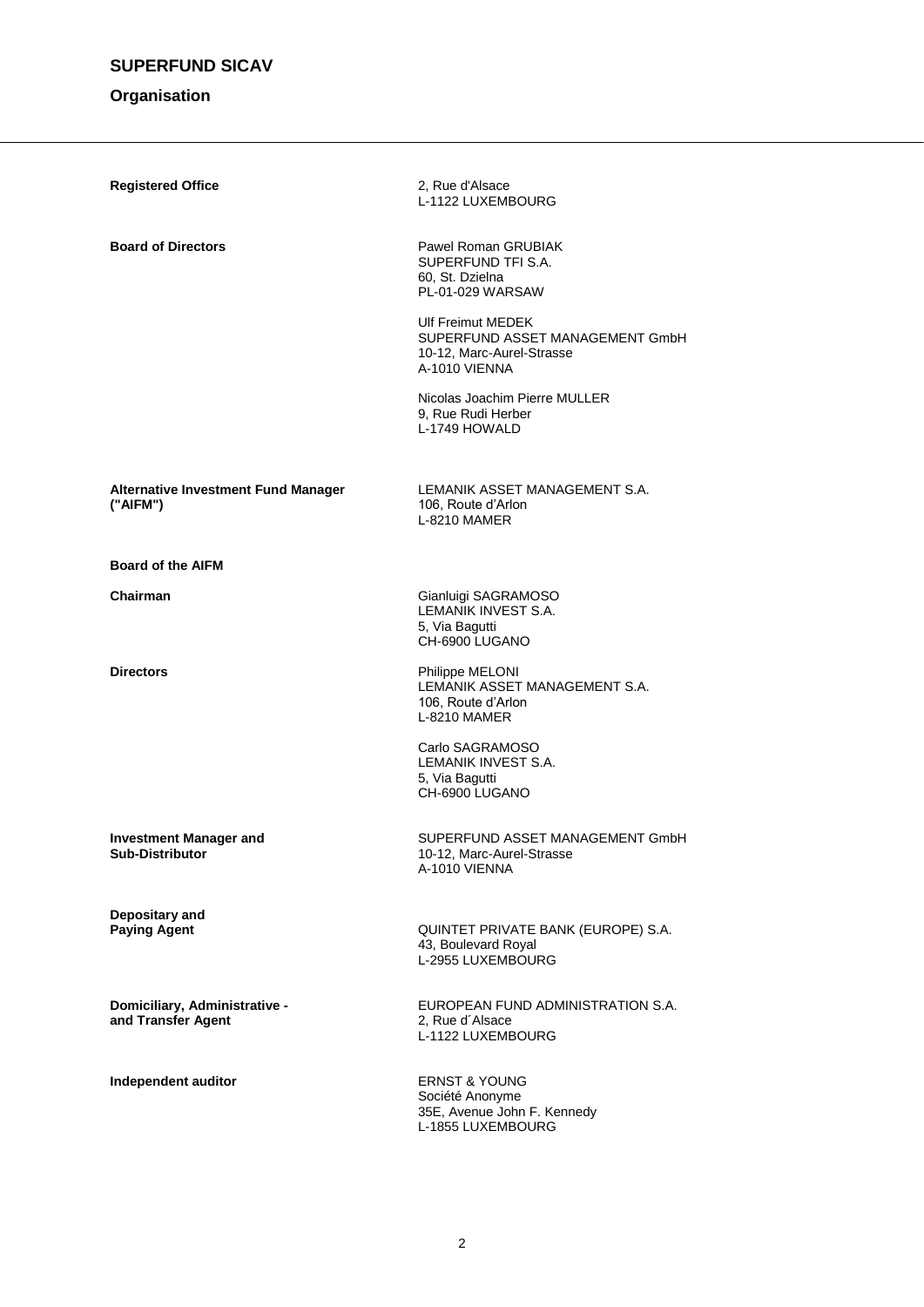# SUPERFUND SICAV

## Organisation

**Registered Office**

2, Rue d'Alsace
L-1122 LUXEMBOURG

**Board of Directors**

Pawel Roman GRUBIAK
SUPERFUND TFI S.A.
60, St. Dzielna
PL-01-029 WARSAW

Ulf Freimut MEDEK
SUPERFUND ASSET MANAGEMENT GmbH
10-12, Marc-Aurel-Strasse
A-1010 VIENNA

Nicolas Joachim Pierre MULLER
9, Rue Rudi Herber
L-1749 HOWALD

**Alternative Investment Fund Manager ("AIFM")**

LEMANIK ASSET MANAGEMENT S.A.
106, Route d'Arlon
L-8210 MAMER

**Board of the AIFM**

**Chairman**

Gianluigi SAGRAMOSO
LEMANIK INVEST S.A.
5, Via Bagutti
CH-6900 LUGANO

**Directors**

Philippe MELONI
LEMANIK ASSET MANAGEMENT S.A.
106, Route d'Arlon
L-8210 MAMER

Carlo SAGRAMOSO
LEMANIK INVEST S.A.
5, Via Bagutti
CH-6900 LUGANO

**Investment Manager and Sub-Distributor**

SUPERFUND ASSET MANAGEMENT GmbH
10-12, Marc-Aurel-Strasse
A-1010 VIENNA

**Depositary and Paying Agent**

QUINTET PRIVATE BANK (EUROPE) S.A.
43, Boulevard Royal
L-2955 LUXEMBOURG

**Domiciliary, Administrative - and Transfer Agent**

EUROPEAN FUND ADMINISTRATION S.A.
2, Rue d´Alsace
L-1122 LUXEMBOURG

**Independent auditor**

ERNST & YOUNG
Société Anonyme
35E, Avenue John F. Kennedy
L-1855 LUXEMBOURG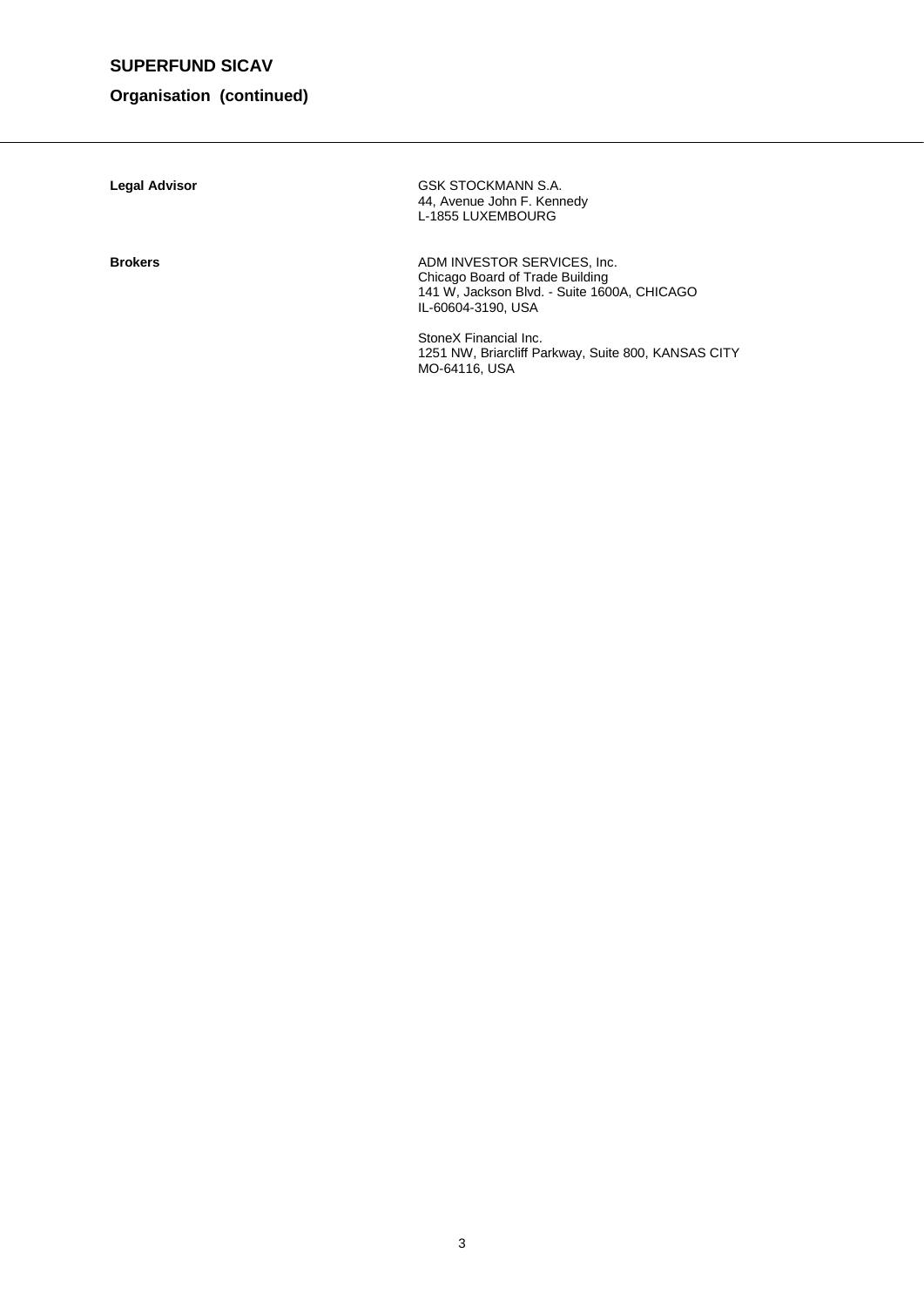# SUPERFUND SICAV

## Organisation (continued)

**Legal Advisor**

GSK STOCKMANN S.A.
44, Avenue John F. Kennedy
L-1855 LUXEMBOURG

**Brokers**

ADM INVESTOR SERVICES, Inc.
Chicago Board of Trade Building
141 W, Jackson Blvd. - Suite 1600A, CHICAGO
IL-60604-3190, USA

StoneX Financial Inc.
1251 NW, Briarcliff Parkway, Suite 800, KANSAS CITY
MO-64116, USA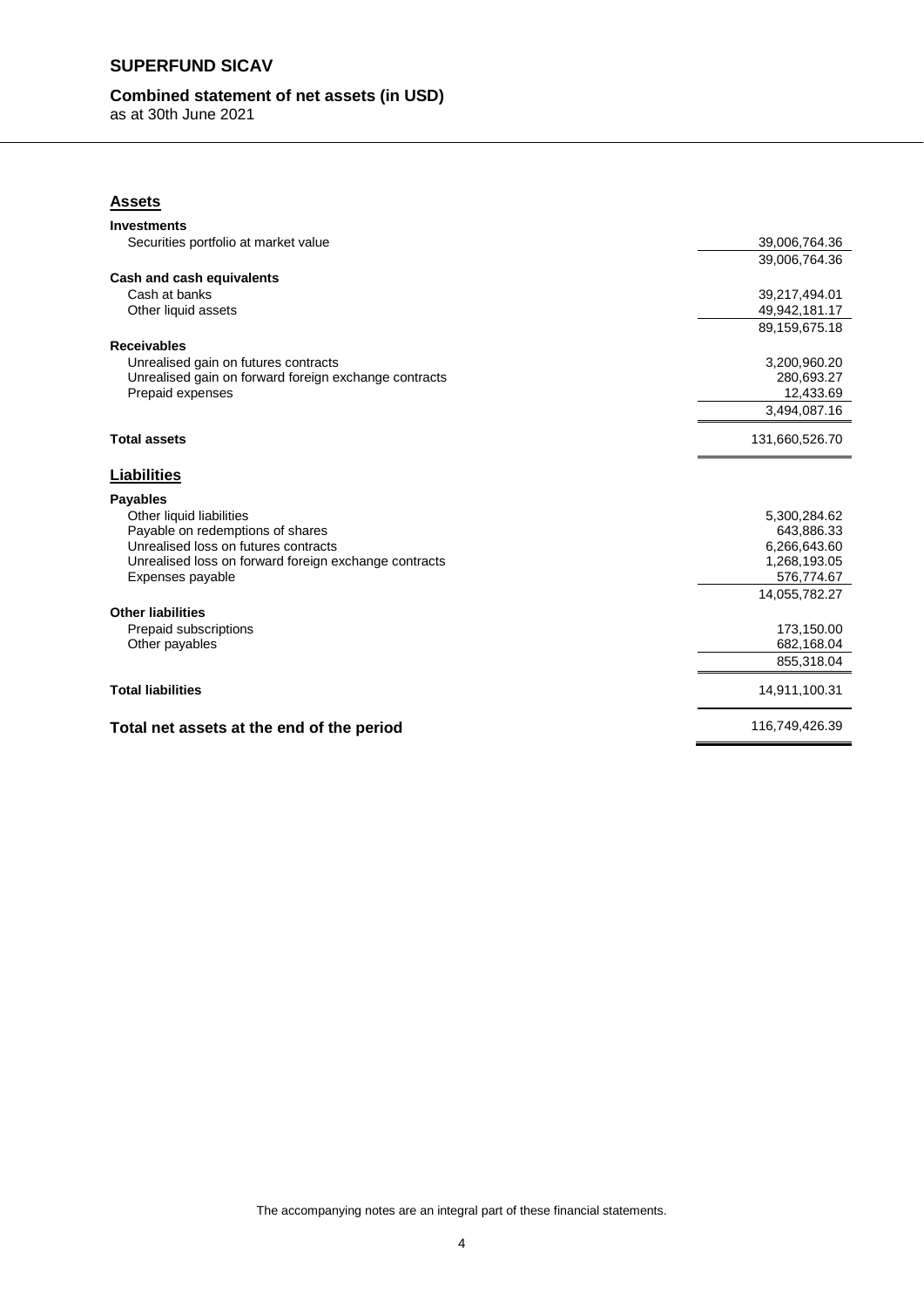# SUPERFUND SICAV

## Combined statement of net assets (in USD)

as at 30th June 2021

### Assets

| | |
|---|---|
| **Investments** | |
| Securities portfolio at market value | 39,006,764.36 |
| | 39,006,764.36 |
| **Cash and cash equivalents** | |
| Cash at banks | 39,217,494.01 |
| Other liquid assets | 49,942,181.17 |
| | 89,159,675.18 |
| **Receivables** | |
| Unrealised gain on futures contracts | 3,200,960.20 |
| Unrealised gain on forward foreign exchange contracts | 280,693.27 |
| Prepaid expenses | 12,433.69 |
| | 3,494,087.16 |
| **Total assets** | 131,660,526.70 |

### Liabilities

| | |
|---|---|
| **Payables** | |
| Other liquid liabilities | 5,300,284.62 |
| Payable on redemptions of shares | 643,886.33 |
| Unrealised loss on futures contracts | 6,266,643.60 |
| Unrealised loss on forward foreign exchange contracts | 1,268,193.05 |
| Expenses payable | 576,774.67 |
| | 14,055,782.27 |
| **Other liabilities** | |
| Prepaid subscriptions | 173,150.00 |
| Other payables | 682,168.04 |
| | 855,318.04 |
| **Total liabilities** | 14,911,100.31 |

| | |
|---|---|
| **Total net assets at the end of the period** | 116,749,426.39 |

The accompanying notes are an integral part of these financial statements.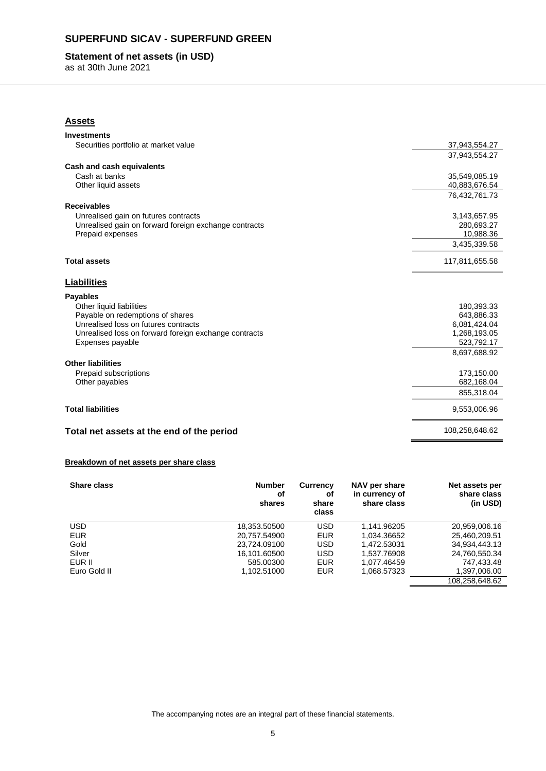# SUPERFUND SICAV - SUPERFUND GREEN

## Statement of net assets (in USD)

as at 30th June 2021

### Assets

| | |
|---|---:|
| **Investments** | |
| Securities portfolio at market value | 37,943,554.27 |
| | 37,943,554.27 |
| **Cash and cash equivalents** | |
| Cash at banks | 35,549,085.19 |
| Other liquid assets | 40,883,676.54 |
| | 76,432,761.73 |
| **Receivables** | |
| Unrealised gain on futures contracts | 3,143,657.95 |
| Unrealised gain on forward foreign exchange contracts | 280,693.27 |
| Prepaid expenses | 10,988.36 |
| | 3,435,339.58 |
| **Total assets** | 117,811,655.58 |

### Liabilities

| | |
|---|---:|
| **Payables** | |
| Other liquid liabilities | 180,393.33 |
| Payable on redemptions of shares | 643,886.33 |
| Unrealised loss on futures contracts | 6,081,424.04 |
| Unrealised loss on forward foreign exchange contracts | 1,268,193.05 |
| Expenses payable | 523,792.17 |
| | 8,697,688.92 |
| **Other liabilities** | |
| Prepaid subscriptions | 173,150.00 |
| Other payables | 682,168.04 |
| | 855,318.04 |
| **Total liabilities** | 9,553,006.96 |
| **Total net assets at the end of the period** | 108,258,648.62 |

**Breakdown of net assets per share class**

| Share class | Number of shares | Currency of share class | NAV per share in currency of share class | Net assets per share class (in USD) |
|---|---:|:---:|---:|---:|
| USD | 18,353.50500 | USD | 1,141.96205 | 20,959,006.16 |
| EUR | 20,757.54900 | EUR | 1,034.36652 | 25,460,209.51 |
| Gold | 23,724.09100 | USD | 1,472.53031 | 34,934,443.13 |
| Silver | 16,101.60500 | USD | 1,537.76908 | 24,760,550.34 |
| EUR II | 585.00300 | EUR | 1,077.46459 | 747,433.48 |
| Euro Gold II | 1,102.51000 | EUR | 1,068.57323 | 1,397,006.00 |
| | | | | 108,258,648.62 |

The accompanying notes are an integral part of these financial statements.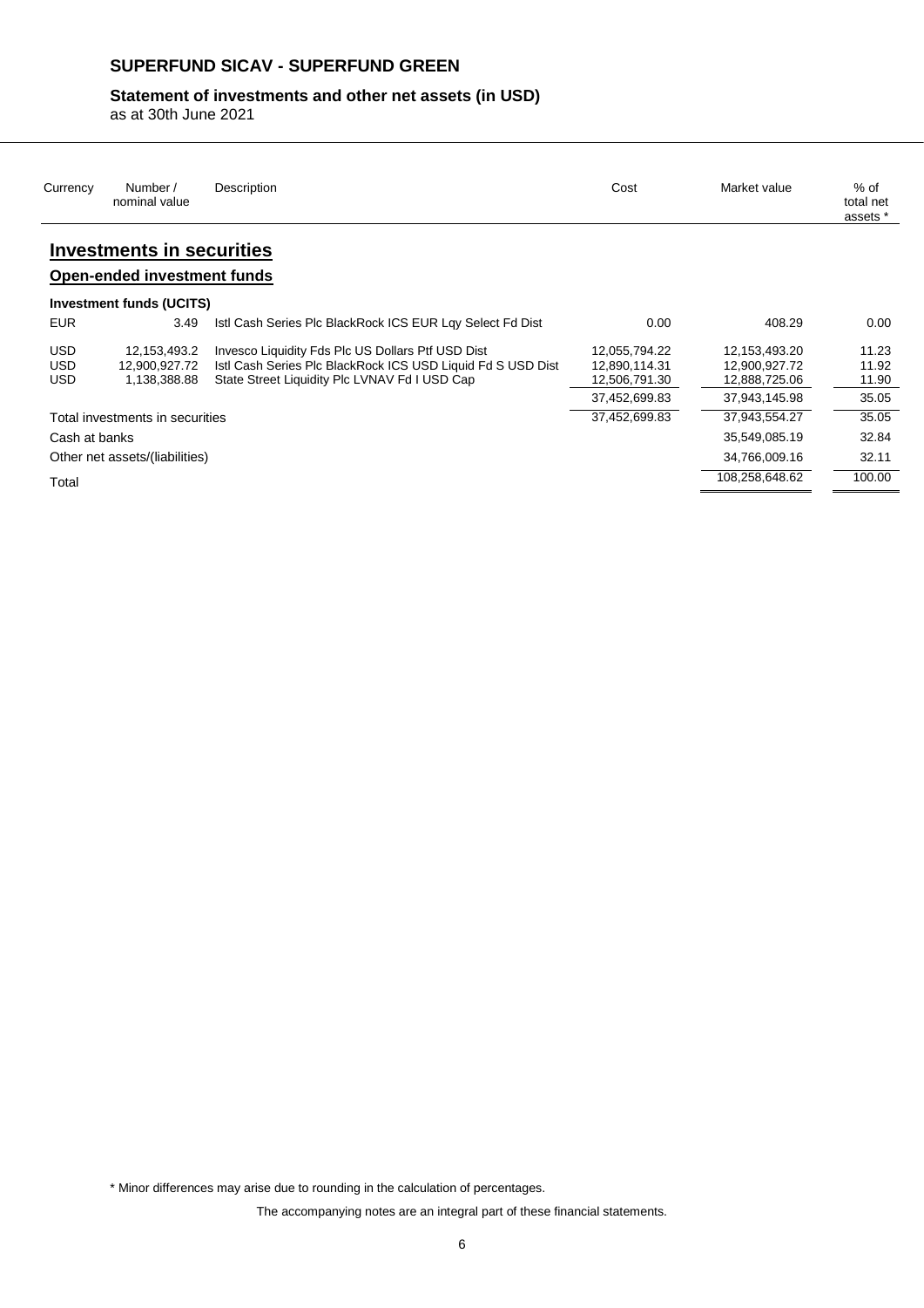# SUPERFUND SICAV - SUPERFUND GREEN

## Statement of investments and other net assets (in USD)

as at 30th June 2021

| Currency | Number / nominal value | Description | Cost | Market value | % of total net assets * |
|---|---|---|---|---|---|
| **Investments in securities** | | | | | |
| **Open-ended investment funds** | | | | | |
| **Investment funds (UCITS)** | | | | | |
| EUR | 3.49 | Istl Cash Series Plc BlackRock ICS EUR Lqy Select Fd Dist | 0.00 | 408.29 | 0.00 |
| USD | 12,153,493.2 | Invesco Liquidity Fds Plc US Dollars Ptf USD Dist | 12,055,794.22 | 12,153,493.20 | 11.23 |
| USD | 12,900,927.72 | Istl Cash Series Plc BlackRock ICS USD Liquid Fd S USD Dist | 12,890,114.31 | 12,900,927.72 | 11.92 |
| USD | 1,138,388.88 | State Street Liquidity Plc LVNAV Fd I USD Cap | 12,506,791.30 | 12,888,725.06 | 11.90 |
| | | | 37,452,699.83 | 37,943,145.98 | 35.05 |
| Total investments in securities | | | 37,452,699.83 | 37,943,554.27 | 35.05 |
| Cash at banks | | | | 35,549,085.19 | 32.84 |
| Other net assets/(liabilities) | | | | 34,766,009.16 | 32.11 |
| Total | | | | 108,258,648.62 | 100.00 |

\* Minor differences may arise due to rounding in the calculation of percentages.

The accompanying notes are an integral part of these financial statements.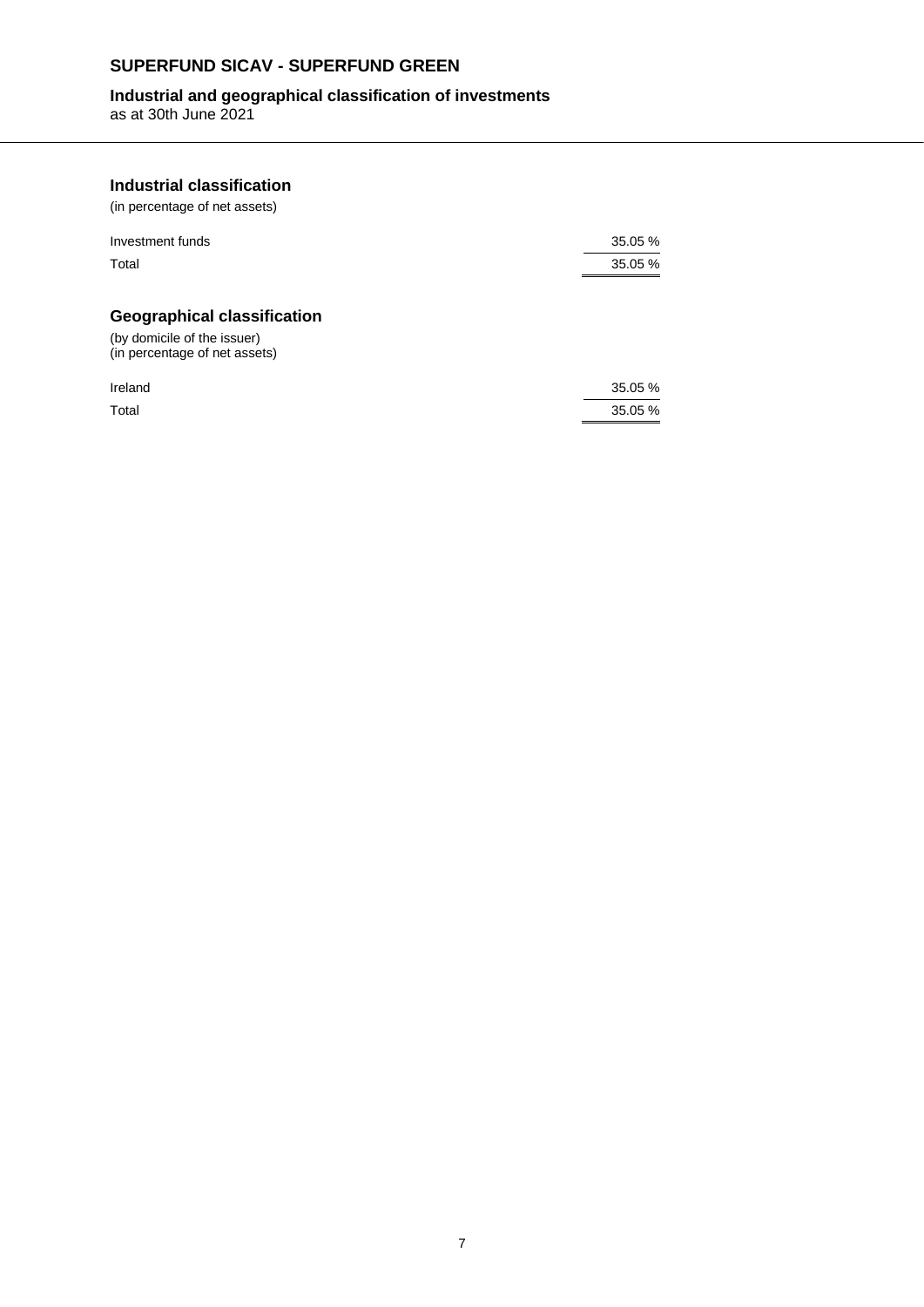# SUPERFUND SICAV - SUPERFUND GREEN

## Industrial and geographical classification of investments

as at 30th June 2021

### Industrial classification

(in percentage of net assets)

| | |
|---|---|
| Investment funds | 35.05 % |
| Total | 35.05 % |

### Geographical classification

(by domicile of the issuer)
(in percentage of net assets)

| | |
|---|---|
| Ireland | 35.05 % |
| Total | 35.05 % |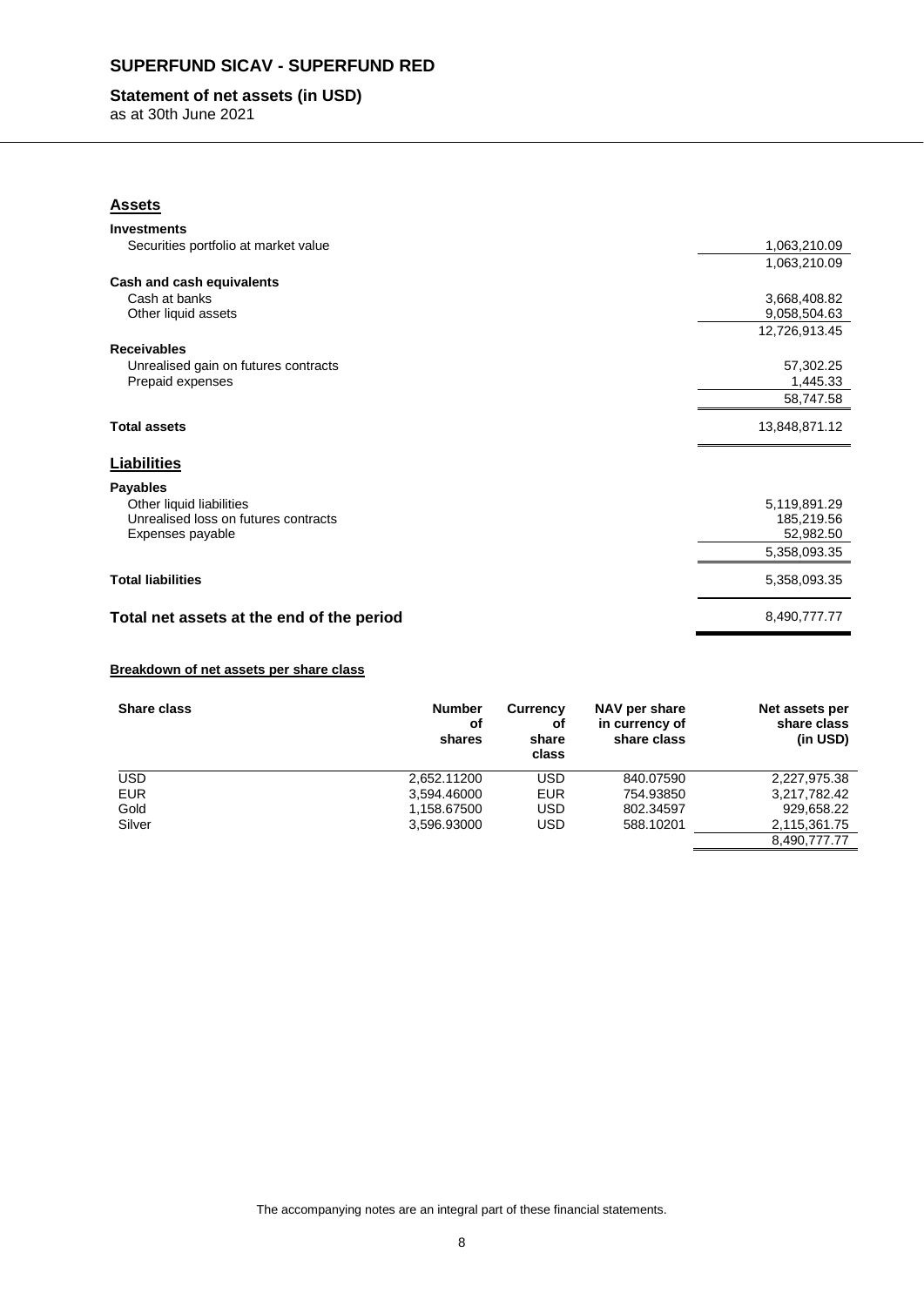# SUPERFUND SICAV - SUPERFUND RED

## Statement of net assets (in USD)

as at 30th June 2021

### Assets

| | |
|---|---:|
| **Investments** | |
| Securities portfolio at market value | 1,063,210.09 |
| | 1,063,210.09 |
| **Cash and cash equivalents** | |
| Cash at banks | 3,668,408.82 |
| Other liquid assets | 9,058,504.63 |
| | 12,726,913.45 |
| **Receivables** | |
| Unrealised gain on futures contracts | 57,302.25 |
| Prepaid expenses | 1,445.33 |
| | 58,747.58 |
| **Total assets** | 13,848,871.12 |

### Liabilities

| | |
|---|---:|
| **Payables** | |
| Other liquid liabilities | 5,119,891.29 |
| Unrealised loss on futures contracts | 185,219.56 |
| Expenses payable | 52,982.50 |
| | 5,358,093.35 |
| **Total liabilities** | 5,358,093.35 |
| **Total net assets at the end of the period** | 8,490,777.77 |

**Breakdown of net assets per share class**

| Share class | Number of shares | Currency of share class | NAV per share in currency of share class | Net assets per share class (in USD) |
|---|---:|:---:|---:|---:|
| USD | 2,652.11200 | USD | 840.07590 | 2,227,975.38 |
| EUR | 3,594.46000 | EUR | 754.93850 | 3,217,782.42 |
| Gold | 1,158.67500 | USD | 802.34597 | 929,658.22 |
| Silver | 3,596.93000 | USD | 588.10201 | 2,115,361.75 |
| | | | | 8,490,777.77 |

The accompanying notes are an integral part of these financial statements.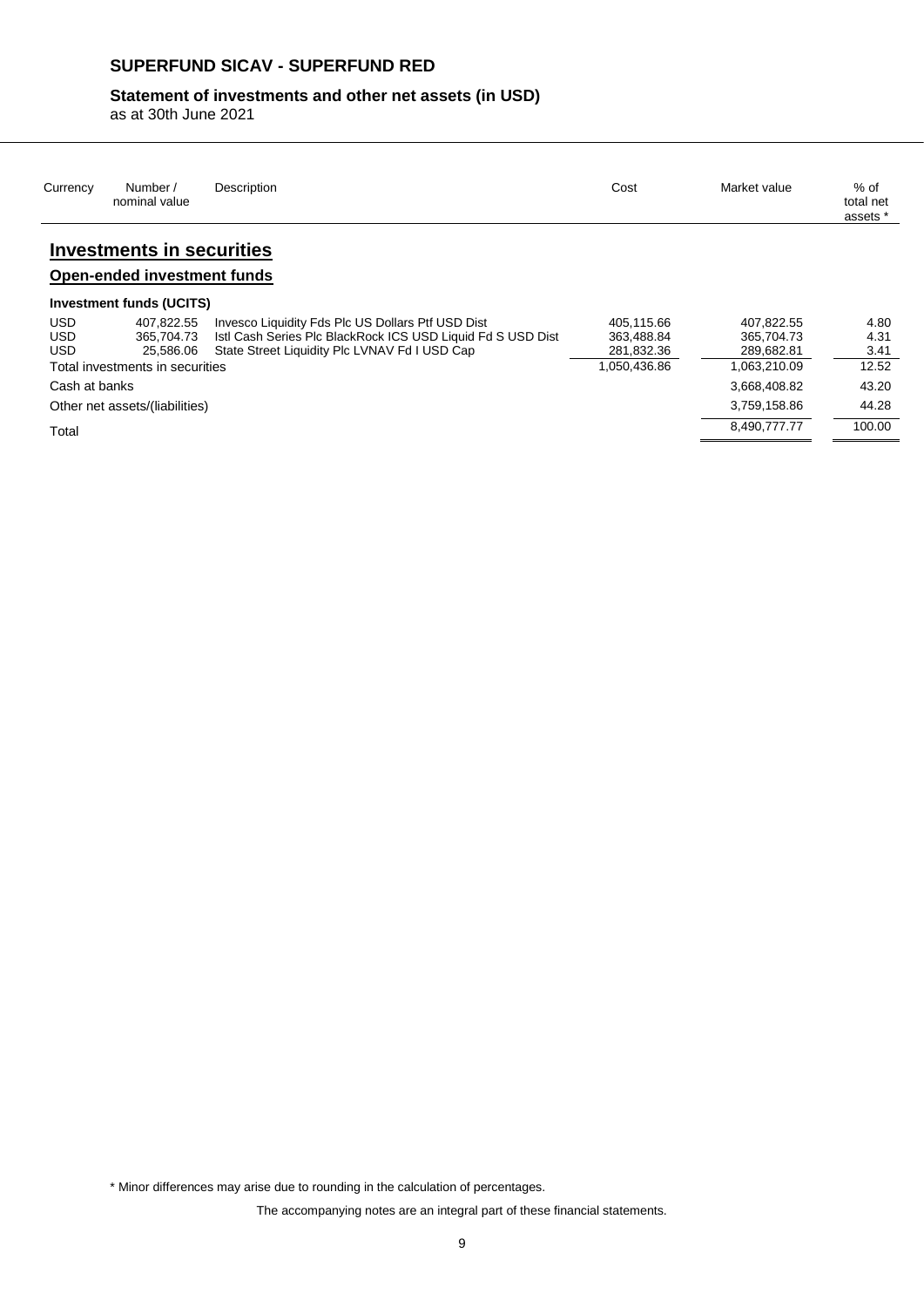# SUPERFUND SICAV - SUPERFUND RED

## Statement of investments and other net assets (in USD)

as at 30th June 2021

| Currency | Number / nominal value | Description | Cost | Market value | % of total net assets * |
|---|---|---|---|---|---|
| **Investments in securities** | | | | | |
| **Open-ended investment funds** | | | | | |
| **Investment funds (UCITS)** | | | | | |
| USD | 407,822.55 | Invesco Liquidity Fds Plc US Dollars Ptf USD Dist | 405,115.66 | 407,822.55 | 4.80 |
| USD | 365,704.73 | Istl Cash Series Plc BlackRock ICS USD Liquid Fd S USD Dist | 363,488.84 | 365,704.73 | 4.31 |
| USD | 25,586.06 | State Street Liquidity Plc LVNAV Fd I USD Cap | 281,832.36 | 289,682.81 | 3.41 |
| Total investments in securities | | | 1,050,436.86 | 1,063,210.09 | 12.52 |
| Cash at banks | | | | 3,668,408.82 | 43.20 |
| Other net assets/(liabilities) | | | | 3,759,158.86 | 44.28 |
| Total | | | | 8,490,777.77 | 100.00 |

* Minor differences may arise due to rounding in the calculation of percentages.

The accompanying notes are an integral part of these financial statements.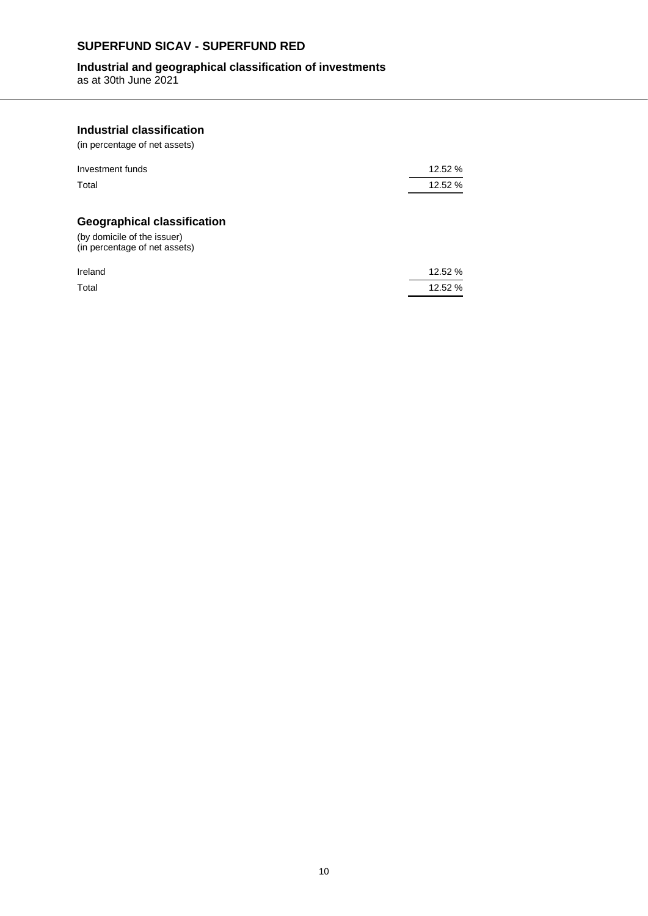# SUPERFUND SICAV - SUPERFUND RED

## Industrial and geographical classification of investments

as at 30th June 2021

### Industrial classification

(in percentage of net assets)

| | |
|---|---|
| Investment funds | 12.52 % |
| Total | 12.52 % |

### Geographical classification

(by domicile of the issuer)
(in percentage of net assets)

| | |
|---|---|
| Ireland | 12.52 % |
| Total | 12.52 % |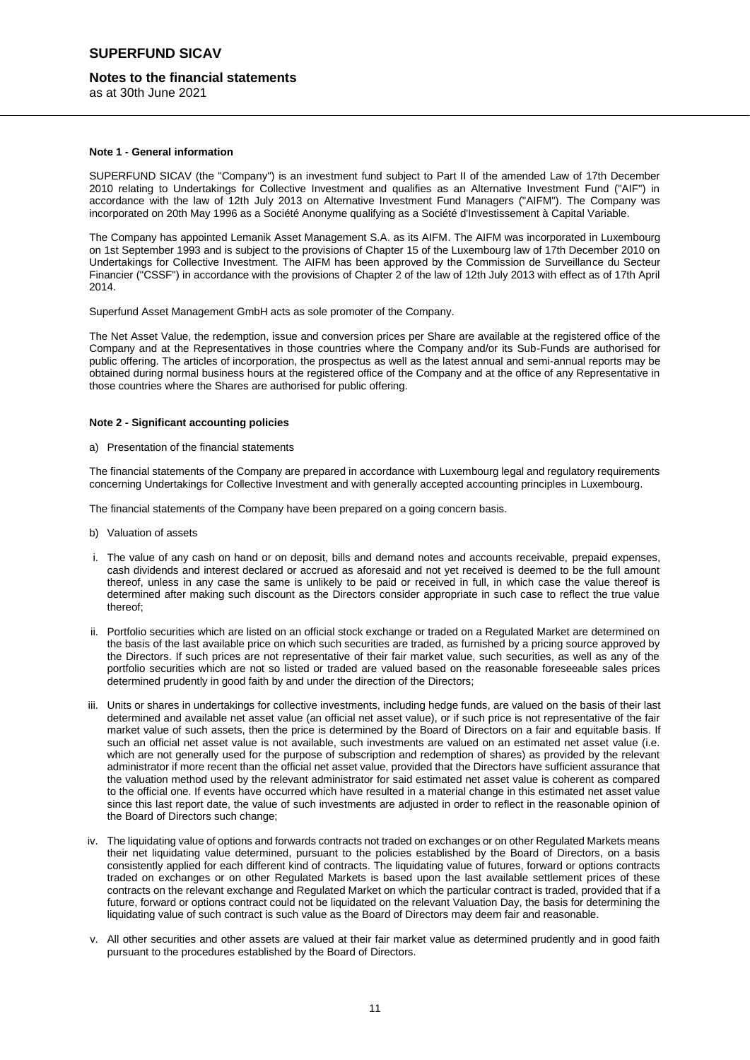#### Note 1 - General information

SUPERFUND SICAV (the "Company") is an investment fund subject to Part II of the amended Law of 17th December 2010 relating to Undertakings for Collective Investment and qualifies as an Alternative Investment Fund ("AIF") in accordance with the law of 12th July 2013 on Alternative Investment Fund Managers ("AIFM"). The Company was incorporated on 20th May 1996 as a Société Anonyme qualifying as a Société d'Investissement à Capital Variable.

The Company has appointed Lemanik Asset Management S.A. as its AIFM. The AIFM was incorporated in Luxembourg on 1st September 1993 and is subject to the provisions of Chapter 15 of the Luxembourg law of 17th December 2010 on Undertakings for Collective Investment. The AIFM has been approved by the Commission de Surveillance du Secteur Financier ("CSSF") in accordance with the provisions of Chapter 2 of the law of 12th July 2013 with effect as of 17th April 2014.

Superfund Asset Management GmbH acts as sole promoter of the Company.

The Net Asset Value, the redemption, issue and conversion prices per Share are available at the registered office of the Company and at the Representatives in those countries where the Company and/or its Sub-Funds are authorised for public offering. The articles of incorporation, the prospectus as well as the latest annual and semi-annual reports may be obtained during normal business hours at the registered office of the Company and at the office of any Representative in those countries where the Shares are authorised for public offering.

#### Note 2 - Significant accounting policies

a) Presentation of the financial statements

The financial statements of the Company are prepared in accordance with Luxembourg legal and regulatory requirements concerning Undertakings for Collective Investment and with generally accepted accounting principles in Luxembourg.

The financial statements of the Company have been prepared on a going concern basis.

b) Valuation of assets

i. The value of any cash on hand or on deposit, bills and demand notes and accounts receivable, prepaid expenses, cash dividends and interest declared or accrued as aforesaid and not yet received is deemed to be the full amount thereof, unless in any case the same is unlikely to be paid or received in full, in which case the value thereof is determined after making such discount as the Directors consider appropriate in such case to reflect the true value thereof;

ii. Portfolio securities which are listed on an official stock exchange or traded on a Regulated Market are determined on the basis of the last available price on which such securities are traded, as furnished by a pricing source approved by the Directors. If such prices are not representative of their fair market value, such securities, as well as any of the portfolio securities which are not so listed or traded are valued based on the reasonable foreseeable sales prices determined prudently in good faith by and under the direction of the Directors;

iii. Units or shares in undertakings for collective investments, including hedge funds, are valued on the basis of their last determined and available net asset value (an official net asset value), or if such price is not representative of the fair market value of such assets, then the price is determined by the Board of Directors on a fair and equitable basis. If such an official net asset value is not available, such investments are valued on an estimated net asset value (i.e. which are not generally used for the purpose of subscription and redemption of shares) as provided by the relevant administrator if more recent than the official net asset value, provided that the Directors have sufficient assurance that the valuation method used by the relevant administrator for said estimated net asset value is coherent as compared to the official one. If events have occurred which have resulted in a material change in this estimated net asset value since this last report date, the value of such investments are adjusted in order to reflect in the reasonable opinion of the Board of Directors such change;

iv. The liquidating value of options and forwards contracts not traded on exchanges or on other Regulated Markets means their net liquidating value determined, pursuant to the policies established by the Board of Directors, on a basis consistently applied for each different kind of contracts. The liquidating value of futures, forward or options contracts traded on exchanges or on other Regulated Markets is based upon the last available settlement prices of these contracts on the relevant exchange and Regulated Market on which the particular contract is traded, provided that if a future, forward or options contract could not be liquidated on the relevant Valuation Day, the basis for determining the liquidating value of such contract is such value as the Board of Directors may deem fair and reasonable.

v. All other securities and other assets are valued at their fair market value as determined prudently and in good faith pursuant to the procedures established by the Board of Directors.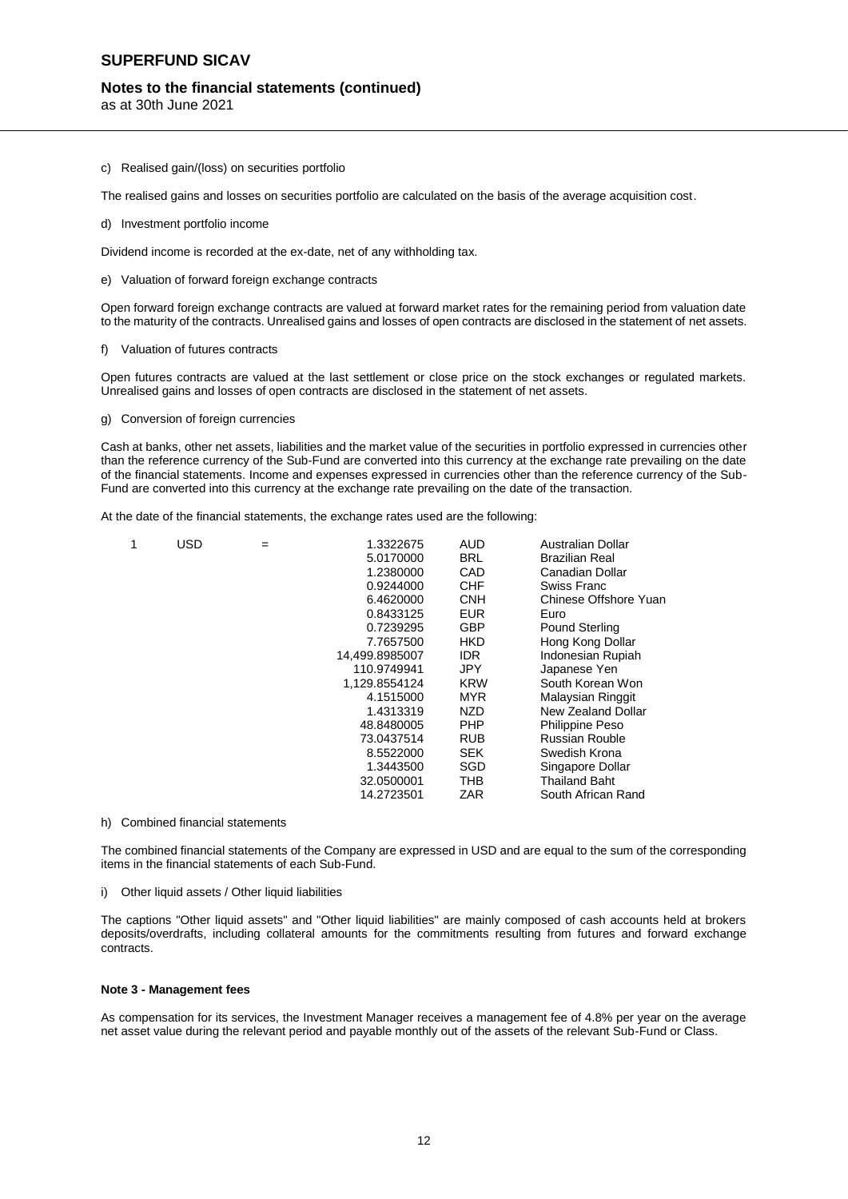c) Realised gain/(loss) on securities portfolio

The realised gains and losses on securities portfolio are calculated on the basis of the average acquisition cost.

d) Investment portfolio income

Dividend income is recorded at the ex-date, net of any withholding tax.

e) Valuation of forward foreign exchange contracts

Open forward foreign exchange contracts are valued at forward market rates for the remaining period from valuation date to the maturity of the contracts. Unrealised gains and losses of open contracts are disclosed in the statement of net assets.

f) Valuation of futures contracts

Open futures contracts are valued at the last settlement or close price on the stock exchanges or regulated markets. Unrealised gains and losses of open contracts are disclosed in the statement of net assets.

g) Conversion of foreign currencies

Cash at banks, other net assets, liabilities and the market value of the securities in portfolio expressed in currencies other than the reference currency of the Sub-Fund are converted into this currency at the exchange rate prevailing on the date of the financial statements. Income and expenses expressed in currencies other than the reference currency of the Sub-Fund are converted into this currency at the exchange rate prevailing on the date of the transaction.

At the date of the financial statements, the exchange rates used are the following:

| | | | | | |
|---|---|---|---|---|---|
| 1 | USD | = | 1.3322675 | AUD | Australian Dollar |
| | | | 5.0170000 | BRL | Brazilian Real |
| | | | 1.2380000 | CAD | Canadian Dollar |
| | | | 0.9244000 | CHF | Swiss Franc |
| | | | 6.4620000 | CNH | Chinese Offshore Yuan |
| | | | 0.8433125 | EUR | Euro |
| | | | 0.7239295 | GBP | Pound Sterling |
| | | | 7.7657500 | HKD | Hong Kong Dollar |
| | | | 14,499.8985007 | IDR | Indonesian Rupiah |
| | | | 110.9749941 | JPY | Japanese Yen |
| | | | 1,129.8554124 | KRW | South Korean Won |
| | | | 4.1515000 | MYR | Malaysian Ringgit |
| | | | 1.4313319 | NZD | New Zealand Dollar |
| | | | 48.8480005 | PHP | Philippine Peso |
| | | | 73.0437514 | RUB | Russian Rouble |
| | | | 8.5522000 | SEK | Swedish Krona |
| | | | 1.3443500 | SGD | Singapore Dollar |
| | | | 32.0500001 | THB | Thailand Baht |
| | | | 14.2723501 | ZAR | South African Rand |

h) Combined financial statements

The combined financial statements of the Company are expressed in USD and are equal to the sum of the corresponding items in the financial statements of each Sub-Fund.

i) Other liquid assets / Other liquid liabilities

The captions "Other liquid assets" and "Other liquid liabilities" are mainly composed of cash accounts held at brokers deposits/overdrafts, including collateral amounts for the commitments resulting from futures and forward exchange contracts.

**Note 3 - Management fees**

As compensation for its services, the Investment Manager receives a management fee of 4.8% per year on the average net asset value during the relevant period and payable monthly out of the assets of the relevant Sub-Fund or Class.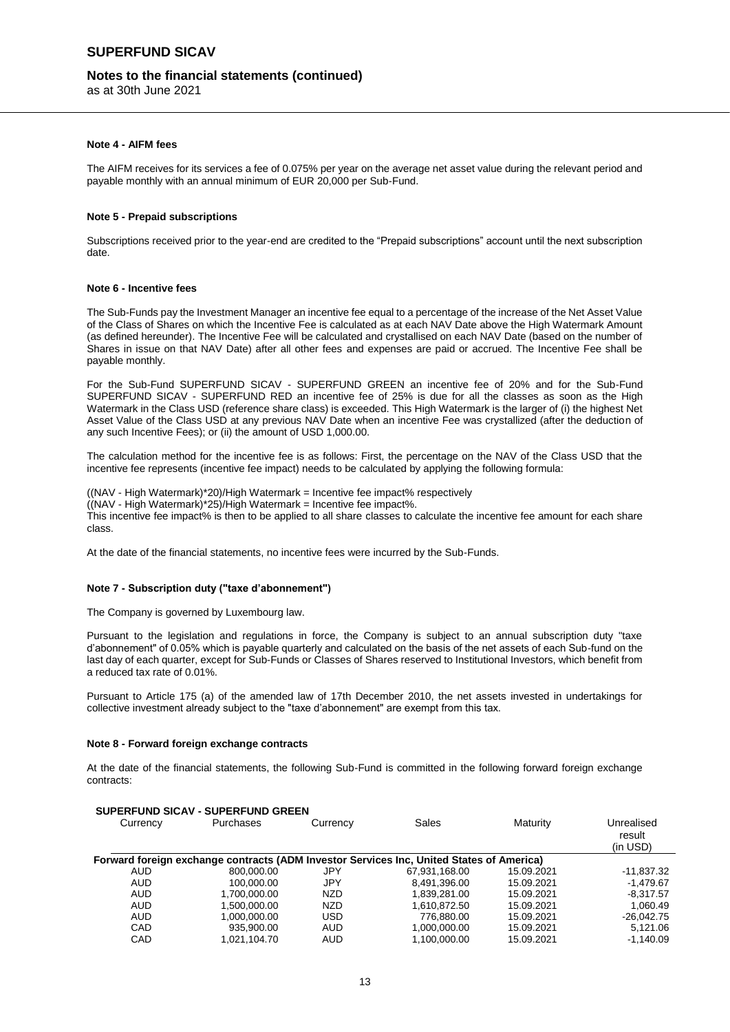#### Note 4 - AIFM fees

The AIFM receives for its services a fee of 0.075% per year on the average net asset value during the relevant period and payable monthly with an annual minimum of EUR 20,000 per Sub-Fund.

#### Note 5 - Prepaid subscriptions

Subscriptions received prior to the year-end are credited to the "Prepaid subscriptions" account until the next subscription date.

#### Note 6 - Incentive fees

The Sub-Funds pay the Investment Manager an incentive fee equal to a percentage of the increase of the Net Asset Value of the Class of Shares on which the Incentive Fee is calculated as at each NAV Date above the High Watermark Amount (as defined hereunder). The Incentive Fee will be calculated and crystallised on each NAV Date (based on the number of Shares in issue on that NAV Date) after all other fees and expenses are paid or accrued. The Incentive Fee shall be payable monthly.

For the Sub-Fund SUPERFUND SICAV - SUPERFUND GREEN an incentive fee of 20% and for the Sub-Fund SUPERFUND SICAV - SUPERFUND RED an incentive fee of 25% is due for all the classes as soon as the High Watermark in the Class USD (reference share class) is exceeded. This High Watermark is the larger of (i) the highest Net Asset Value of the Class USD at any previous NAV Date when an incentive Fee was crystallized (after the deduction of any such Incentive Fees); or (ii) the amount of USD 1,000.00.

The calculation method for the incentive fee is as follows: First, the percentage on the NAV of the Class USD that the incentive fee represents (incentive fee impact) needs to be calculated by applying the following formula:

((NAV - High Watermark)*20)/High Watermark = Incentive fee impact% respectively
((NAV - High Watermark)*25)/High Watermark = Incentive fee impact%.
This incentive fee impact% is then to be applied to all share classes to calculate the incentive fee amount for each share class.

At the date of the financial statements, no incentive fees were incurred by the Sub-Funds.

#### Note 7 - Subscription duty ("taxe d'abonnement")

The Company is governed by Luxembourg law.

Pursuant to the legislation and regulations in force, the Company is subject to an annual subscription duty "taxe d'abonnement" of 0.05% which is payable quarterly and calculated on the basis of the net assets of each Sub-fund on the last day of each quarter, except for Sub-Funds or Classes of Shares reserved to Institutional Investors, which benefit from a reduced tax rate of 0.01%.

Pursuant to Article 175 (a) of the amended law of 17th December 2010, the net assets invested in undertakings for collective investment already subject to the "taxe d'abonnement" are exempt from this tax.

#### Note 8 - Forward foreign exchange contracts

At the date of the financial statements, the following Sub-Fund is committed in the following forward foreign exchange contracts:

**SUPERFUND SICAV - SUPERFUND GREEN**

| Currency | Purchases | Currency | Sales | Maturity | Unrealised result (in USD) |
|---|---|---|---|---|---|
| **Forward foreign exchange contracts (ADM Investor Services Inc, United States of America)** | | | | | |
| AUD | 800,000.00 | JPY | 67,931,168.00 | 15.09.2021 | -11,837.32 |
| AUD | 100,000.00 | JPY | 8,491,396.00 | 15.09.2021 | -1,479.67 |
| AUD | 1,700,000.00 | NZD | 1,839,281.00 | 15.09.2021 | -8,317.57 |
| AUD | 1,500,000.00 | NZD | 1,610,872.50 | 15.09.2021 | 1,060.49 |
| AUD | 1,000,000.00 | USD | 776,880.00 | 15.09.2021 | -26,042.75 |
| CAD | 935,900.00 | AUD | 1,000,000.00 | 15.09.2021 | 5,121.06 |
| CAD | 1,021,104.70 | AUD | 1,100,000.00 | 15.09.2021 | -1,140.09 |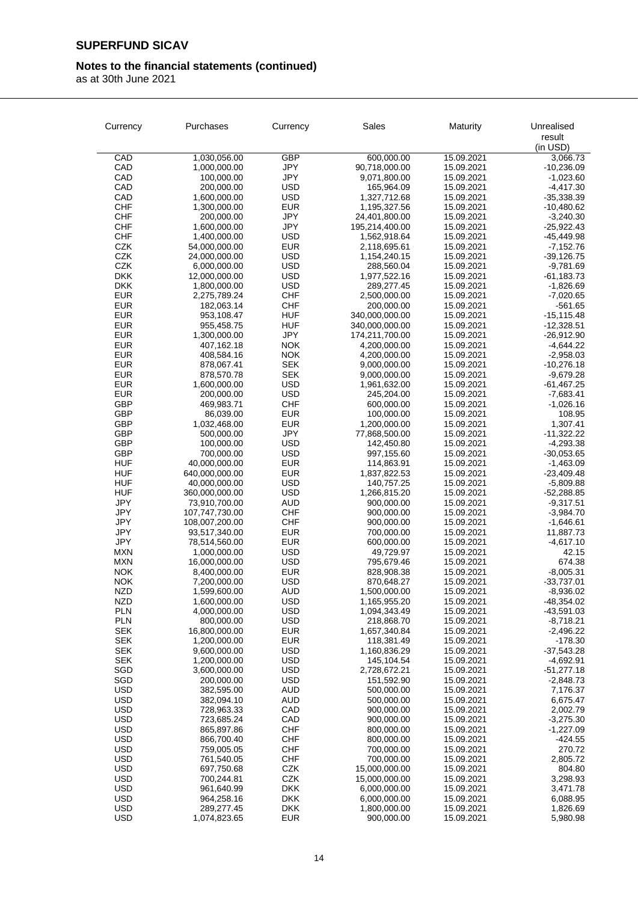**SUPERFUND SICAV**

**Notes to the financial statements (continued)**

as at 30th June 2021

| Currency | Purchases | Currency | Sales | Maturity | Unrealised result (in USD) |
|---|---|---|---|---|---|
| CAD | 1,030,056.00 | GBP | 600,000.00 | 15.09.2021 | 3,066.73 |
| CAD | 1,000,000.00 | JPY | 90,718,000.00 | 15.09.2021 | -10,236.09 |
| CAD | 100,000.00 | JPY | 9,071,800.00 | 15.09.2021 | -1,023.60 |
| CAD | 200,000.00 | USD | 165,964.09 | 15.09.2021 | -4,417.30 |
| CAD | 1,600,000.00 | USD | 1,327,712.68 | 15.09.2021 | -35,338.39 |
| CHF | 1,300,000.00 | EUR | 1,195,327.56 | 15.09.2021 | -10,480.62 |
| CHF | 200,000.00 | JPY | 24,401,800.00 | 15.09.2021 | -3,240.30 |
| CHF | 1,600,000.00 | JPY | 195,214,400.00 | 15.09.2021 | -25,922.43 |
| CHF | 1,400,000.00 | USD | 1,562,918.64 | 15.09.2021 | -45,449.98 |
| CZK | 54,000,000.00 | EUR | 2,118,695.61 | 15.09.2021 | -7,152.76 |
| CZK | 24,000,000.00 | USD | 1,154,240.15 | 15.09.2021 | -39,126.75 |
| CZK | 6,000,000.00 | USD | 288,560.04 | 15.09.2021 | -9,781.69 |
| DKK | 12,000,000.00 | USD | 1,977,522.16 | 15.09.2021 | -61,183.73 |
| DKK | 1,800,000.00 | USD | 289,277.45 | 15.09.2021 | -1,826.69 |
| EUR | 2,275,789.24 | CHF | 2,500,000.00 | 15.09.2021 | -7,020.65 |
| EUR | 182,063.14 | CHF | 200,000.00 | 15.09.2021 | -561.65 |
| EUR | 953,108.47 | HUF | 340,000,000.00 | 15.09.2021 | -15,115.48 |
| EUR | 955,458.75 | HUF | 340,000,000.00 | 15.09.2021 | -12,328.51 |
| EUR | 1,300,000.00 | JPY | 174,211,700.00 | 15.09.2021 | -26,912.90 |
| EUR | 407,162.18 | NOK | 4,200,000.00 | 15.09.2021 | -4,644.22 |
| EUR | 408,584.16 | NOK | 4,200,000.00 | 15.09.2021 | -2,958.03 |
| EUR | 878,067.41 | SEK | 9,000,000.00 | 15.09.2021 | -10,276.18 |
| EUR | 878,570.78 | SEK | 9,000,000.00 | 15.09.2021 | -9,679.28 |
| EUR | 1,600,000.00 | USD | 1,961,632.00 | 15.09.2021 | -61,467.25 |
| EUR | 200,000.00 | USD | 245,204.00 | 15.09.2021 | -7,683.41 |
| GBP | 469,983.71 | CHF | 600,000.00 | 15.09.2021 | -1,026.16 |
| GBP | 86,039.00 | EUR | 100,000.00 | 15.09.2021 | 108.95 |
| GBP | 1,032,468.00 | EUR | 1,200,000.00 | 15.09.2021 | 1,307.41 |
| GBP | 500,000.00 | JPY | 77,868,500.00 | 15.09.2021 | -11,322.22 |
| GBP | 100,000.00 | USD | 142,450.80 | 15.09.2021 | -4,293.38 |
| GBP | 700,000.00 | USD | 997,155.60 | 15.09.2021 | -30,053.65 |
| HUF | 40,000,000.00 | EUR | 114,863.91 | 15.09.2021 | -1,463.09 |
| HUF | 640,000,000.00 | EUR | 1,837,822.53 | 15.09.2021 | -23,409.48 |
| HUF | 40,000,000.00 | USD | 140,757.25 | 15.09.2021 | -5,809.88 |
| HUF | 360,000,000.00 | USD | 1,266,815.20 | 15.09.2021 | -52,288.85 |
| JPY | 73,910,700.00 | AUD | 900,000.00 | 15.09.2021 | -9,317.51 |
| JPY | 107,747,730.00 | CHF | 900,000.00 | 15.09.2021 | -3,984.70 |
| JPY | 108,007,200.00 | CHF | 900,000.00 | 15.09.2021 | -1,646.61 |
| JPY | 93,517,340.00 | EUR | 700,000.00 | 15.09.2021 | 11,887.73 |
| JPY | 78,514,560.00 | EUR | 600,000.00 | 15.09.2021 | -4,617.10 |
| MXN | 1,000,000.00 | USD | 49,729.97 | 15.09.2021 | 42.15 |
| MXN | 16,000,000.00 | USD | 795,679.46 | 15.09.2021 | 674.38 |
| NOK | 8,400,000.00 | EUR | 828,908.38 | 15.09.2021 | -8,005.31 |
| NOK | 7,200,000.00 | USD | 870,648.27 | 15.09.2021 | -33,737.01 |
| NZD | 1,599,600.00 | AUD | 1,500,000.00 | 15.09.2021 | -8,936.02 |
| NZD | 1,600,000.00 | USD | 1,165,955.20 | 15.09.2021 | -48,354.02 |
| PLN | 4,000,000.00 | USD | 1,094,343.49 | 15.09.2021 | -43,591.03 |
| PLN | 800,000.00 | USD | 218,868.70 | 15.09.2021 | -8,718.21 |
| SEK | 16,800,000.00 | EUR | 1,657,340.84 | 15.09.2021 | -2,496.22 |
| SEK | 1,200,000.00 | EUR | 118,381.49 | 15.09.2021 | -178.30 |
| SEK | 9,600,000.00 | USD | 1,160,836.29 | 15.09.2021 | -37,543.28 |
| SEK | 1,200,000.00 | USD | 145,104.54 | 15.09.2021 | -4,692.91 |
| SGD | 3,600,000.00 | USD | 2,728,672.21 | 15.09.2021 | -51,277.18 |
| SGD | 200,000.00 | USD | 151,592.90 | 15.09.2021 | -2,848.73 |
| USD | 382,595.00 | AUD | 500,000.00 | 15.09.2021 | 7,176.37 |
| USD | 382,094.10 | AUD | 500,000.00 | 15.09.2021 | 6,675.47 |
| USD | 728,963.33 | CAD | 900,000.00 | 15.09.2021 | 2,002.79 |
| USD | 723,685.24 | CAD | 900,000.00 | 15.09.2021 | -3,275.30 |
| USD | 865,897.86 | CHF | 800,000.00 | 15.09.2021 | -1,227.09 |
| USD | 866,700.40 | CHF | 800,000.00 | 15.09.2021 | -424.55 |
| USD | 759,005.05 | CHF | 700,000.00 | 15.09.2021 | 270.72 |
| USD | 761,540.05 | CHF | 700,000.00 | 15.09.2021 | 2,805.72 |
| USD | 697,750.68 | CZK | 15,000,000.00 | 15.09.2021 | 804.80 |
| USD | 700,244.81 | CZK | 15,000,000.00 | 15.09.2021 | 3,298.93 |
| USD | 961,640.99 | DKK | 6,000,000.00 | 15.09.2021 | 3,471.78 |
| USD | 964,258.16 | DKK | 6,000,000.00 | 15.09.2021 | 6,088.95 |
| USD | 289,277.45 | DKK | 1,800,000.00 | 15.09.2021 | 1,826.69 |
| USD | 1,074,823.65 | EUR | 900,000.00 | 15.09.2021 | 5,980.98 |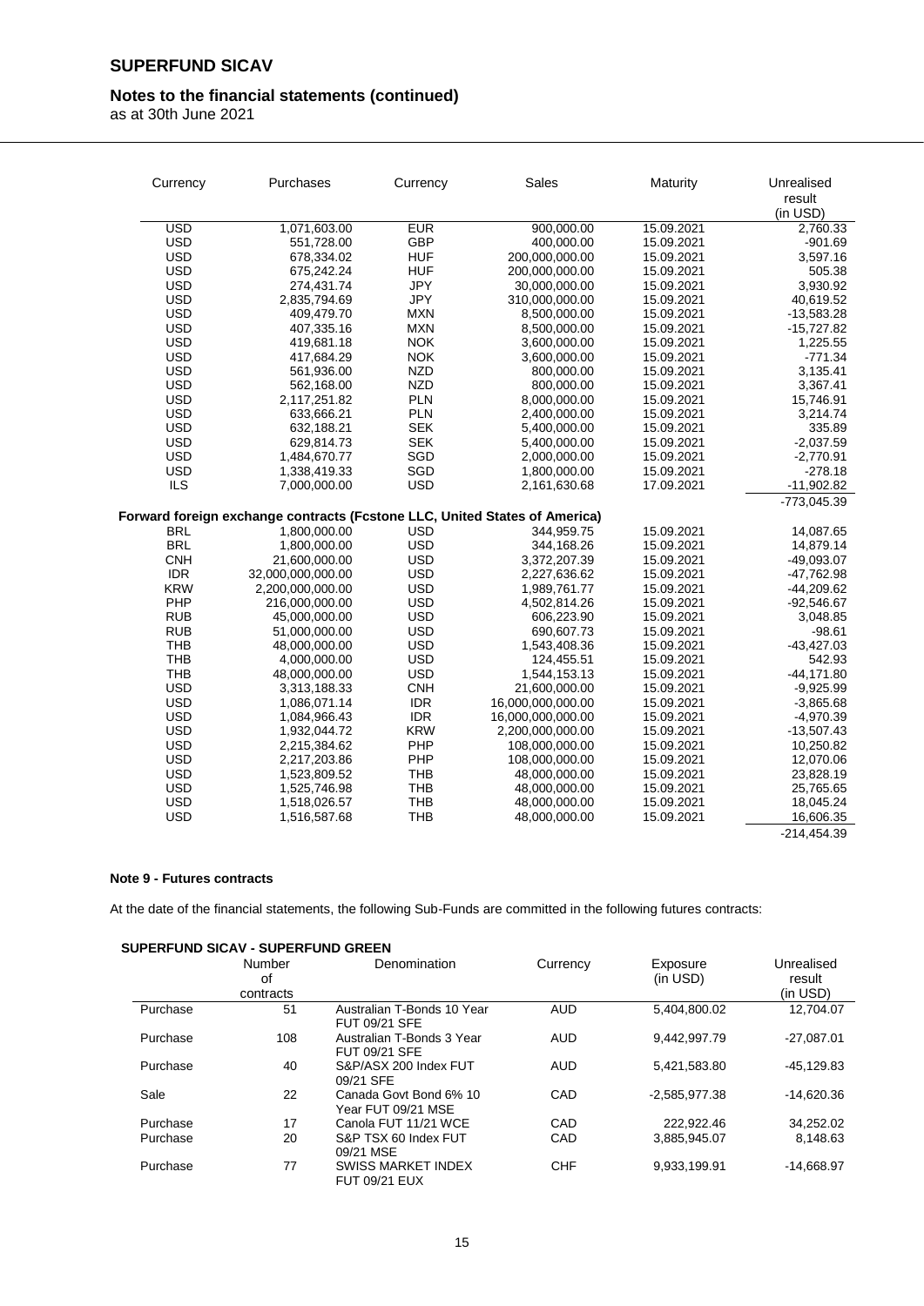## Notes to the financial statements (continued)

as at 30th June 2021

| Currency | Purchases | Currency | Sales | Maturity | Unrealised result (in USD) |
|---|---|---|---|---|---|
| USD | 1,071,603.00 | EUR | 900,000.00 | 15.09.2021 | 2,760.33 |
| USD | 551,728.00 | GBP | 400,000.00 | 15.09.2021 | -901.69 |
| USD | 678,334.02 | HUF | 200,000,000.00 | 15.09.2021 | 3,597.16 |
| USD | 675,242.24 | HUF | 200,000,000.00 | 15.09.2021 | 505.38 |
| USD | 274,431.74 | JPY | 30,000,000.00 | 15.09.2021 | 3,930.92 |
| USD | 2,835,794.69 | JPY | 310,000,000.00 | 15.09.2021 | 40,619.52 |
| USD | 409,479.70 | MXN | 8,500,000.00 | 15.09.2021 | -13,583.28 |
| USD | 407,335.16 | MXN | 8,500,000.00 | 15.09.2021 | -15,727.82 |
| USD | 419,681.18 | NOK | 3,600,000.00 | 15.09.2021 | 1,225.55 |
| USD | 417,684.29 | NOK | 3,600,000.00 | 15.09.2021 | -771.34 |
| USD | 561,936.00 | NZD | 800,000.00 | 15.09.2021 | 3,135.41 |
| USD | 562,168.00 | NZD | 800,000.00 | 15.09.2021 | 3,367.41 |
| USD | 2,117,251.82 | PLN | 8,000,000.00 | 15.09.2021 | 15,746.91 |
| USD | 633,666.21 | PLN | 2,400,000.00 | 15.09.2021 | 3,214.74 |
| USD | 632,188.21 | SEK | 5,400,000.00 | 15.09.2021 | 335.89 |
| USD | 629,814.73 | SEK | 5,400,000.00 | 15.09.2021 | -2,037.59 |
| USD | 1,484,670.77 | SGD | 2,000,000.00 | 15.09.2021 | -2,770.91 |
| USD | 1,338,419.33 | SGD | 1,800,000.00 | 15.09.2021 | -278.18 |
| ILS | 7,000,000.00 | USD | 2,161,630.68 | 17.09.2021 | -11,902.82 |
| | | | | | -773,045.39 |
| **Forward foreign exchange contracts (Fcstone LLC, United States of America)** | | | | | |
| BRL | 1,800,000.00 | USD | 344,959.75 | 15.09.2021 | 14,087.65 |
| BRL | 1,800,000.00 | USD | 344,168.26 | 15.09.2021 | 14,879.14 |
| CNH | 21,600,000.00 | USD | 3,372,207.39 | 15.09.2021 | -49,093.07 |
| IDR | 32,000,000,000.00 | USD | 2,227,636.62 | 15.09.2021 | -47,762.98 |
| KRW | 2,200,000,000.00 | USD | 1,989,761.77 | 15.09.2021 | -44,209.62 |
| PHP | 216,000,000.00 | USD | 4,502,814.26 | 15.09.2021 | -92,546.67 |
| RUB | 45,000,000.00 | USD | 606,223.90 | 15.09.2021 | 3,048.85 |
| RUB | 51,000,000.00 | USD | 690,607.73 | 15.09.2021 | -98.61 |
| THB | 48,000,000.00 | USD | 1,543,408.36 | 15.09.2021 | -43,427.03 |
| THB | 4,000,000.00 | USD | 124,455.51 | 15.09.2021 | 542.93 |
| THB | 48,000,000.00 | USD | 1,544,153.13 | 15.09.2021 | -44,171.80 |
| USD | 3,313,188.33 | CNH | 21,600,000.00 | 15.09.2021 | -9,925.99 |
| USD | 1,086,071.14 | IDR | 16,000,000,000.00 | 15.09.2021 | -3,865.68 |
| USD | 1,084,966.43 | IDR | 16,000,000,000.00 | 15.09.2021 | -4,970.39 |
| USD | 1,932,044.72 | KRW | 2,200,000,000.00 | 15.09.2021 | -13,507.43 |
| USD | 2,215,384.62 | PHP | 108,000,000.00 | 15.09.2021 | 10,250.82 |
| USD | 2,217,203.86 | PHP | 108,000,000.00 | 15.09.2021 | 12,070.06 |
| USD | 1,523,809.52 | THB | 48,000,000.00 | 15.09.2021 | 23,828.19 |
| USD | 1,525,746.98 | THB | 48,000,000.00 | 15.09.2021 | 25,765.65 |
| USD | 1,518,026.57 | THB | 48,000,000.00 | 15.09.2021 | 18,045.24 |
| USD | 1,516,587.68 | THB | 48,000,000.00 | 15.09.2021 | 16,606.35 |
| | | | | | -214,454.39 |

### Note 9 - Futures contracts

At the date of the financial statements, the following Sub-Funds are committed in the following futures contracts:

**SUPERFUND SICAV - SUPERFUND GREEN**

| | Number of contracts | Denomination | Currency | Exposure (in USD) | Unrealised result (in USD) |
|---|---|---|---|---|---|
| Purchase | 51 | Australian T-Bonds 10 Year FUT 09/21 SFE | AUD | 5,404,800.02 | 12,704.07 |
| Purchase | 108 | Australian T-Bonds 3 Year FUT 09/21 SFE | AUD | 9,442,997.79 | -27,087.01 |
| Purchase | 40 | S&P/ASX 200 Index FUT 09/21 SFE | AUD | 5,421,583.80 | -45,129.83 |
| Sale | 22 | Canada Govt Bond 6% 10 Year FUT 09/21 MSE | CAD | -2,585,977.38 | -14,620.36 |
| Purchase | 17 | Canola FUT 11/21 WCE | CAD | 222,922.46 | 34,252.02 |
| Purchase | 20 | S&P TSX 60 Index FUT 09/21 MSE | CAD | 3,885,945.07 | 8,148.63 |
| Purchase | 77 | SWISS MARKET INDEX FUT 09/21 EUX | CHF | 9,933,199.91 | -14,668.97 |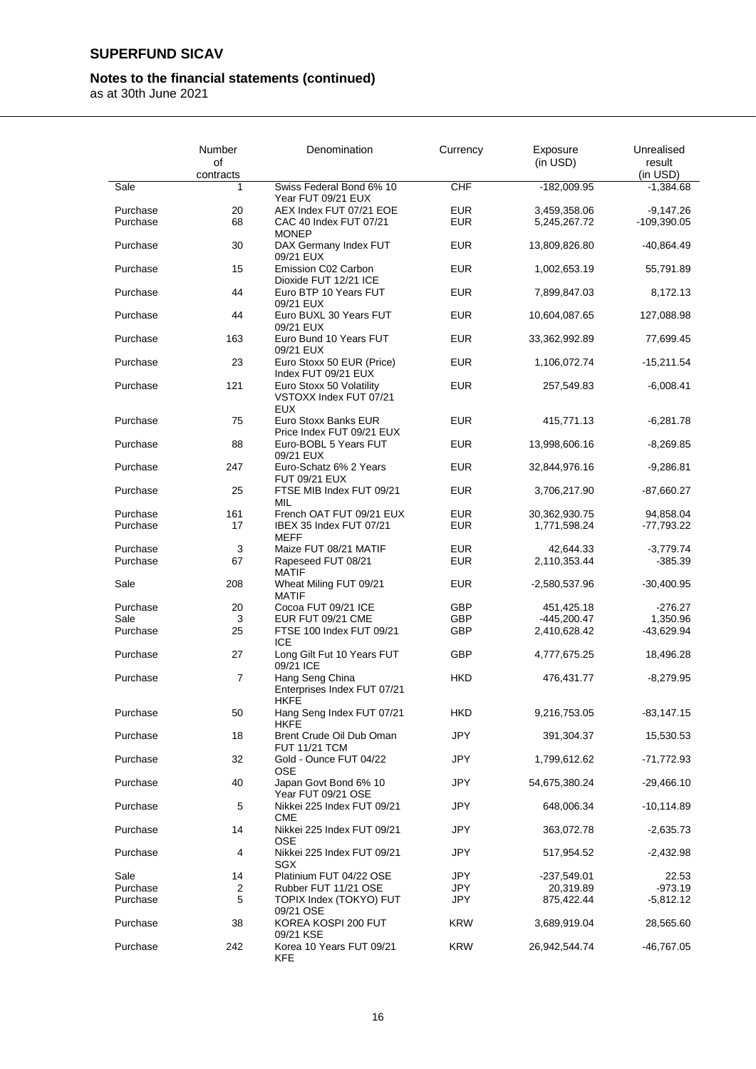**SUPERFUND SICAV**

**Notes to the financial statements (continued)**

as at 30th June 2021

| | Number of contracts | Denomination | Currency | Exposure (in USD) | Unrealised result (in USD) |
|---|---|---|---|---|---|
| Sale | 1 | Swiss Federal Bond 6% 10 Year FUT 09/21 EUX | CHF | -182,009.95 | -1,384.68 |
| Purchase | 20 | AEX Index FUT 07/21 EOE | EUR | 3,459,358.06 | -9,147.26 |
| Purchase | 68 | CAC 40 Index FUT 07/21 MONEP | EUR | 5,245,267.72 | -109,390.05 |
| Purchase | 30 | DAX Germany Index FUT 09/21 EUX | EUR | 13,809,826.80 | -40,864.49 |
| Purchase | 15 | Emission C02 Carbon Dioxide FUT 12/21 ICE | EUR | 1,002,653.19 | 55,791.89 |
| Purchase | 44 | Euro BTP 10 Years FUT 09/21 EUX | EUR | 7,899,847.03 | 8,172.13 |
| Purchase | 44 | Euro BUXL 30 Years FUT 09/21 EUX | EUR | 10,604,087.65 | 127,088.98 |
| Purchase | 163 | Euro Bund 10 Years FUT 09/21 EUX | EUR | 33,362,992.89 | 77,699.45 |
| Purchase | 23 | Euro Stoxx 50 EUR (Price) Index FUT 09/21 EUX | EUR | 1,106,072.74 | -15,211.54 |
| Purchase | 121 | Euro Stoxx 50 Volatility VSTOXX Index FUT 07/21 EUX | EUR | 257,549.83 | -6,008.41 |
| Purchase | 75 | Euro Stoxx Banks EUR Price Index FUT 09/21 EUX | EUR | 415,771.13 | -6,281.78 |
| Purchase | 88 | Euro-BOBL 5 Years FUT 09/21 EUX | EUR | 13,998,606.16 | -8,269.85 |
| Purchase | 247 | Euro-Schatz 6% 2 Years FUT 09/21 EUX | EUR | 32,844,976.16 | -9,286.81 |
| Purchase | 25 | FTSE MIB Index FUT 09/21 MIL | EUR | 3,706,217.90 | -87,660.27 |
| Purchase | 161 | French OAT FUT 09/21 EUX | EUR | 30,362,930.75 | 94,858.04 |
| Purchase | 17 | IBEX 35 Index FUT 07/21 MEFF | EUR | 1,771,598.24 | -77,793.22 |
| Purchase | 3 | Maize FUT 08/21 MATIF | EUR | 42,644.33 | -3,779.74 |
| Purchase | 67 | Rapeseed FUT 08/21 MATIF | EUR | 2,110,353.44 | -385.39 |
| Sale | 208 | Wheat Miling FUT 09/21 MATIF | EUR | -2,580,537.96 | -30,400.95 |
| Purchase | 20 | Cocoa FUT 09/21 ICE | GBP | 451,425.18 | -276.27 |
| Sale | 3 | EUR FUT 09/21 CME | GBP | -445,200.47 | 1,350.96 |
| Purchase | 25 | FTSE 100 Index FUT 09/21 ICE | GBP | 2,410,628.42 | -43,629.94 |
| Purchase | 27 | Long Gilt Fut 10 Years FUT 09/21 ICE | GBP | 4,777,675.25 | 18,496.28 |
| Purchase | 7 | Hang Seng China Enterprises Index FUT 07/21 HKFE | HKD | 476,431.77 | -8,279.95 |
| Purchase | 50 | Hang Seng Index FUT 07/21 HKFE | HKD | 9,216,753.05 | -83,147.15 |
| Purchase | 18 | Brent Crude Oil Dub Oman FUT 11/21 TCM | JPY | 391,304.37 | 15,530.53 |
| Purchase | 32 | Gold - Ounce FUT 04/22 OSE | JPY | 1,799,612.62 | -71,772.93 |
| Purchase | 40 | Japan Govt Bond 6% 10 Year FUT 09/21 OSE | JPY | 54,675,380.24 | -29,466.10 |
| Purchase | 5 | Nikkei 225 Index FUT 09/21 CME | JPY | 648,006.34 | -10,114.89 |
| Purchase | 14 | Nikkei 225 Index FUT 09/21 OSE | JPY | 363,072.78 | -2,635.73 |
| Purchase | 4 | Nikkei 225 Index FUT 09/21 SGX | JPY | 517,954.52 | -2,432.98 |
| Sale | 14 | Platinium FUT 04/22 OSE | JPY | -237,549.01 | 22.53 |
| Purchase | 2 | Rubber FUT 11/21 OSE | JPY | 20,319.89 | -973.19 |
| Purchase | 5 | TOPIX Index (TOKYO) FUT 09/21 OSE | JPY | 875,422.44 | -5,812.12 |
| Purchase | 38 | KOREA KOSPI 200 FUT 09/21 KSE | KRW | 3,689,919.04 | 28,565.60 |
| Purchase | 242 | Korea 10 Years FUT 09/21 KFE | KRW | 26,942,544.74 | -46,767.05 |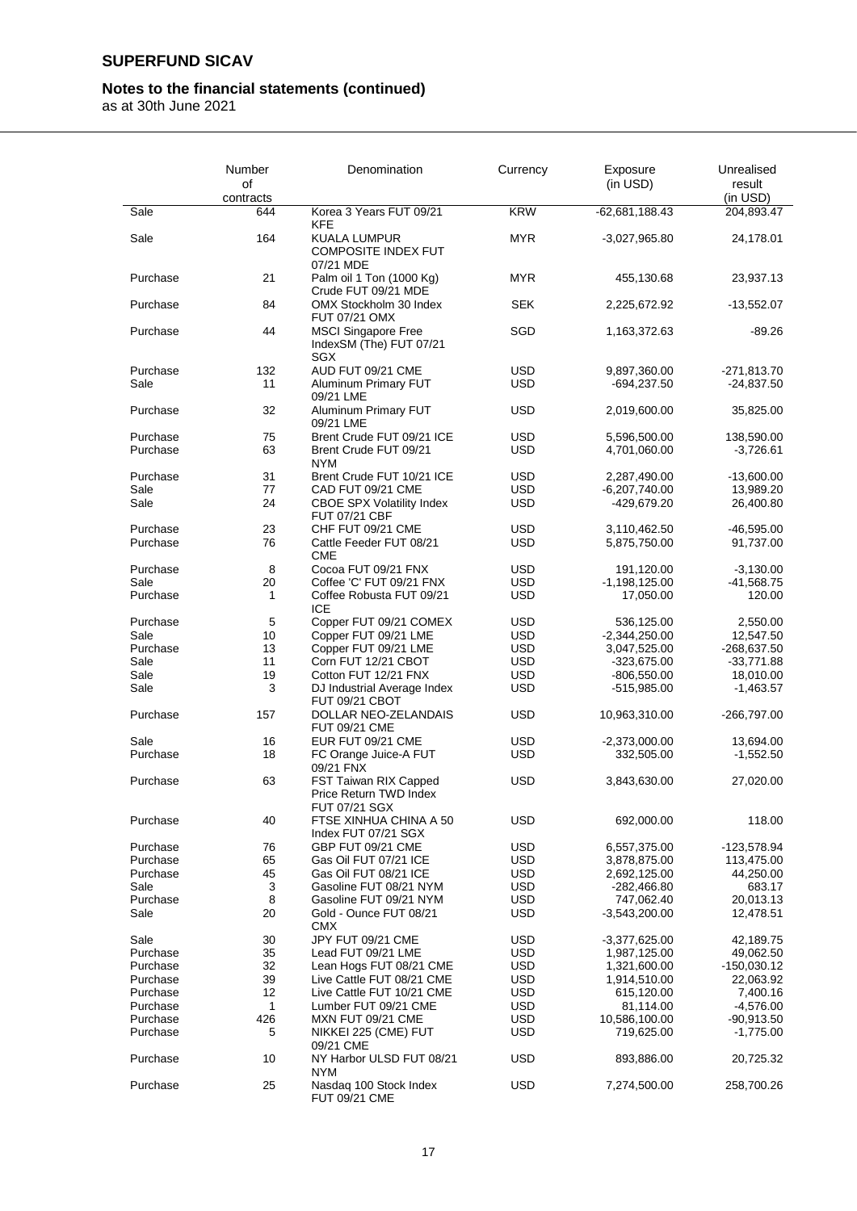# SUPERFUND SICAV

## Notes to the financial statements (continued)

as at 30th June 2021

| | Number of contracts | Denomination | Currency | Exposure (in USD) | Unrealised result (in USD) |
|---|---|---|---|---|---|
| Sale | 644 | Korea 3 Years FUT 09/21 KFE | KRW | -62,681,188.43 | 204,893.47 |
| Sale | 164 | KUALA LUMPUR COMPOSITE INDEX FUT 07/21 MDE | MYR | -3,027,965.80 | 24,178.01 |
| Purchase | 21 | Palm oil 1 Ton (1000 Kg) Crude FUT 09/21 MDE | MYR | 455,130.68 | 23,937.13 |
| Purchase | 84 | OMX Stockholm 30 Index FUT 07/21 OMX | SEK | 2,225,672.92 | -13,552.07 |
| Purchase | 44 | MSCI Singapore Free IndexSM (The) FUT 07/21 SGX | SGD | 1,163,372.63 | -89.26 |
| Purchase | 132 | AUD FUT 09/21 CME | USD | 9,897,360.00 | -271,813.70 |
| Sale | 11 | Aluminum Primary FUT 09/21 LME | USD | -694,237.50 | -24,837.50 |
| Purchase | 32 | Aluminum Primary FUT 09/21 LME | USD | 2,019,600.00 | 35,825.00 |
| Purchase | 75 | Brent Crude FUT 09/21 ICE | USD | 5,596,500.00 | 138,590.00 |
| Purchase | 63 | Brent Crude FUT 09/21 NYM | USD | 4,701,060.00 | -3,726.61 |
| Purchase | 31 | Brent Crude FUT 10/21 ICE | USD | 2,287,490.00 | -13,600.00 |
| Sale | 77 | CAD FUT 09/21 CME | USD | -6,207,740.00 | 13,989.20 |
| Sale | 24 | CBOE SPX Volatility Index FUT 07/21 CBF | USD | -429,679.20 | 26,400.80 |
| Purchase | 23 | CHF FUT 09/21 CME | USD | 3,110,462.50 | -46,595.00 |
| Purchase | 76 | Cattle Feeder FUT 08/21 CME | USD | 5,875,750.00 | 91,737.00 |
| Purchase | 8 | Cocoa FUT 09/21 FNX | USD | 191,120.00 | -3,130.00 |
| Sale | 20 | Coffee 'C' FUT 09/21 FNX | USD | -1,198,125.00 | -41,568.75 |
| Purchase | 1 | Coffee Robusta FUT 09/21 ICE | USD | 17,050.00 | 120.00 |
| Purchase | 5 | Copper FUT 09/21 COMEX | USD | 536,125.00 | 2,550.00 |
| Sale | 10 | Copper FUT 09/21 LME | USD | -2,344,250.00 | 12,547.50 |
| Purchase | 13 | Copper FUT 09/21 LME | USD | 3,047,525.00 | -268,637.50 |
| Sale | 11 | Corn FUT 12/21 CBOT | USD | -323,675.00 | -33,771.88 |
| Sale | 19 | Cotton FUT 12/21 FNX | USD | -806,550.00 | 18,010.00 |
| Sale | 3 | DJ Industrial Average Index FUT 09/21 CBOT | USD | -515,985.00 | -1,463.57 |
| Purchase | 157 | DOLLAR NEO-ZELANDAIS FUT 09/21 CME | USD | 10,963,310.00 | -266,797.00 |
| Sale | 16 | EUR FUT 09/21 CME | USD | -2,373,000.00 | 13,694.00 |
| Purchase | 18 | FC Orange Juice-A FUT 09/21 FNX | USD | 332,505.00 | -1,552.50 |
| Purchase | 63 | FST Taiwan RIX Capped Price Return TWD Index FUT 07/21 SGX | USD | 3,843,630.00 | 27,020.00 |
| Purchase | 40 | FTSE XINHUA CHINA A 50 Index FUT 07/21 SGX | USD | 692,000.00 | 118.00 |
| Purchase | 76 | GBP FUT 09/21 CME | USD | 6,557,375.00 | -123,578.94 |
| Purchase | 65 | Gas Oil FUT 07/21 ICE | USD | 3,878,875.00 | 113,475.00 |
| Purchase | 45 | Gas Oil FUT 08/21 ICE | USD | 2,692,125.00 | 44,250.00 |
| Sale | 3 | Gasoline FUT 08/21 NYM | USD | -282,466.80 | 683.17 |
| Purchase | 8 | Gasoline FUT 09/21 NYM | USD | 747,062.40 | 20,013.13 |
| Sale | 20 | Gold - Ounce FUT 08/21 CMX | USD | -3,543,200.00 | 12,478.51 |
| Sale | 30 | JPY FUT 09/21 CME | USD | -3,377,625.00 | 42,189.75 |
| Purchase | 35 | Lead FUT 09/21 LME | USD | 1,987,125.00 | 49,062.50 |
| Purchase | 32 | Lean Hogs FUT 08/21 CME | USD | 1,321,600.00 | -150,030.12 |
| Purchase | 39 | Live Cattle FUT 08/21 CME | USD | 1,914,510.00 | 22,063.92 |
| Purchase | 12 | Live Cattle FUT 10/21 CME | USD | 615,120.00 | 7,400.16 |
| Purchase | 1 | Lumber FUT 09/21 CME | USD | 81,114.00 | -4,576.00 |
| Purchase | 426 | MXN FUT 09/21 CME | USD | 10,586,100.00 | -90,913.50 |
| Purchase | 5 | NIKKEI 225 (CME) FUT 09/21 CME | USD | 719,625.00 | -1,775.00 |
| Purchase | 10 | NY Harbor ULSD FUT 08/21 NYM | USD | 893,886.00 | 20,725.32 |
| Purchase | 25 | Nasdaq 100 Stock Index FUT 09/21 CME | USD | 7,274,500.00 | 258,700.26 |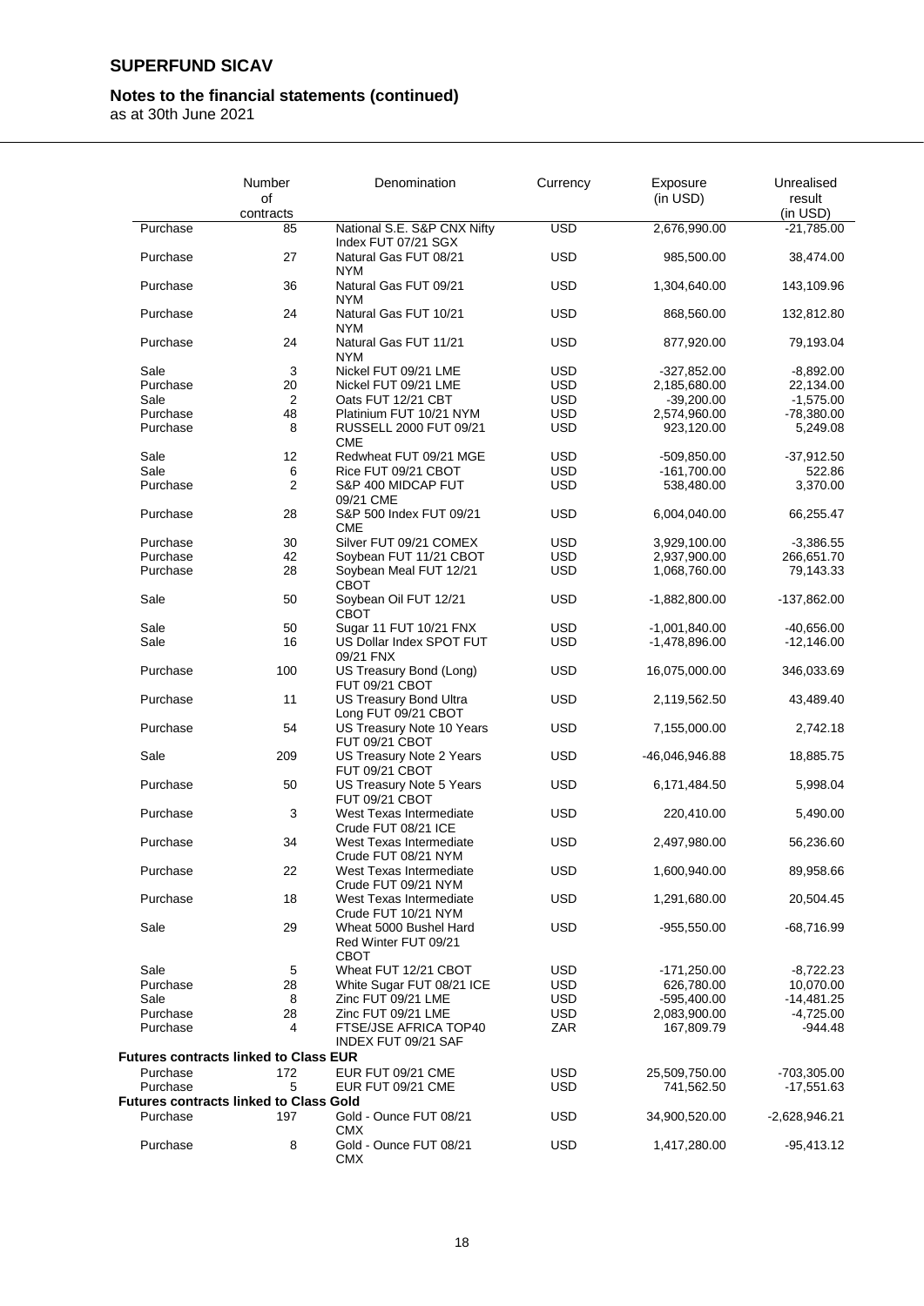# SUPERFUND SICAV

## Notes to the financial statements (continued)

as at 30th June 2021

| | Number of contracts | Denomination | Currency | Exposure (in USD) | Unrealised result (in USD) |
|---|---|---|---|---|---|
| Purchase | 85 | National S.E. S&P CNX Nifty Index FUT 07/21 SGX | USD | 2,676,990.00 | -21,785.00 |
| Purchase | 27 | Natural Gas FUT 08/21 NYM | USD | 985,500.00 | 38,474.00 |
| Purchase | 36 | Natural Gas FUT 09/21 NYM | USD | 1,304,640.00 | 143,109.96 |
| Purchase | 24 | Natural Gas FUT 10/21 NYM | USD | 868,560.00 | 132,812.80 |
| Purchase | 24 | Natural Gas FUT 11/21 NYM | USD | 877,920.00 | 79,193.04 |
| Sale | 3 | Nickel FUT 09/21 LME | USD | -327,852.00 | -8,892.00 |
| Purchase | 20 | Nickel FUT 09/21 LME | USD | 2,185,680.00 | 22,134.00 |
| Sale | 2 | Oats FUT 12/21 CBT | USD | -39,200.00 | -1,575.00 |
| Purchase | 48 | Platinium FUT 10/21 NYM | USD | 2,574,960.00 | -78,380.00 |
| Purchase | 8 | RUSSELL 2000 FUT 09/21 CME | USD | 923,120.00 | 5,249.08 |
| Sale | 12 | Redwheat FUT 09/21 MGE | USD | -509,850.00 | -37,912.50 |
| Sale | 6 | Rice FUT 09/21 CBOT | USD | -161,700.00 | 522.86 |
| Purchase | 2 | S&P 400 MIDCAP FUT 09/21 CME | USD | 538,480.00 | 3,370.00 |
| Purchase | 28 | S&P 500 Index FUT 09/21 CME | USD | 6,004,040.00 | 66,255.47 |
| Purchase | 30 | Silver FUT 09/21 COMEX | USD | 3,929,100.00 | -3,386.55 |
| Purchase | 42 | Soybean FUT 11/21 CBOT | USD | 2,937,900.00 | 266,651.70 |
| Purchase | 28 | Soybean Meal FUT 12/21 CBOT | USD | 1,068,760.00 | 79,143.33 |
| Sale | 50 | Soybean Oil FUT 12/21 CBOT | USD | -1,882,800.00 | -137,862.00 |
| Sale | 50 | Sugar 11 FUT 10/21 FNX | USD | -1,001,840.00 | -40,656.00 |
| Sale | 16 | US Dollar Index SPOT FUT 09/21 FNX | USD | -1,478,896.00 | -12,146.00 |
| Purchase | 100 | US Treasury Bond (Long) FUT 09/21 CBOT | USD | 16,075,000.00 | 346,033.69 |
| Purchase | 11 | US Treasury Bond Ultra Long FUT 09/21 CBOT | USD | 2,119,562.50 | 43,489.40 |
| Purchase | 54 | US Treasury Note 10 Years FUT 09/21 CBOT | USD | 7,155,000.00 | 2,742.18 |
| Sale | 209 | US Treasury Note 2 Years FUT 09/21 CBOT | USD | -46,046,946.88 | 18,885.75 |
| Purchase | 50 | US Treasury Note 5 Years FUT 09/21 CBOT | USD | 6,171,484.50 | 5,998.04 |
| Purchase | 3 | West Texas Intermediate Crude FUT 08/21 ICE | USD | 220,410.00 | 5,490.00 |
| Purchase | 34 | West Texas Intermediate Crude FUT 08/21 NYM | USD | 2,497,980.00 | 56,236.60 |
| Purchase | 22 | West Texas Intermediate Crude FUT 09/21 NYM | USD | 1,600,940.00 | 89,958.66 |
| Purchase | 18 | West Texas Intermediate Crude FUT 10/21 NYM | USD | 1,291,680.00 | 20,504.45 |
| Sale | 29 | Wheat 5000 Bushel Hard Red Winter FUT 09/21 CBOT | USD | -955,550.00 | -68,716.99 |
| Sale | 5 | Wheat FUT 12/21 CBOT | USD | -171,250.00 | -8,722.23 |
| Purchase | 28 | White Sugar FUT 08/21 ICE | USD | 626,780.00 | 10,070.00 |
| Sale | 8 | Zinc FUT 09/21 LME | USD | -595,400.00 | -14,481.25 |
| Purchase | 28 | Zinc FUT 09/21 LME | USD | 2,083,900.00 | -4,725.00 |
| Purchase | 4 | FTSE/JSE AFRICA TOP40 INDEX FUT 09/21 SAF | ZAR | 167,809.79 | -944.48 |
| **Futures contracts linked to Class EUR** | | | | | |
| Purchase | 172 | EUR FUT 09/21 CME | USD | 25,509,750.00 | -703,305.00 |
| Purchase | 5 | EUR FUT 09/21 CME | USD | 741,562.50 | -17,551.63 |
| **Futures contracts linked to Class Gold** | | | | | |
| Purchase | 197 | Gold - Ounce FUT 08/21 CMX | USD | 34,900,520.00 | -2,628,946.21 |
| Purchase | 8 | Gold - Ounce FUT 08/21 CMX | USD | 1,417,280.00 | -95,413.12 |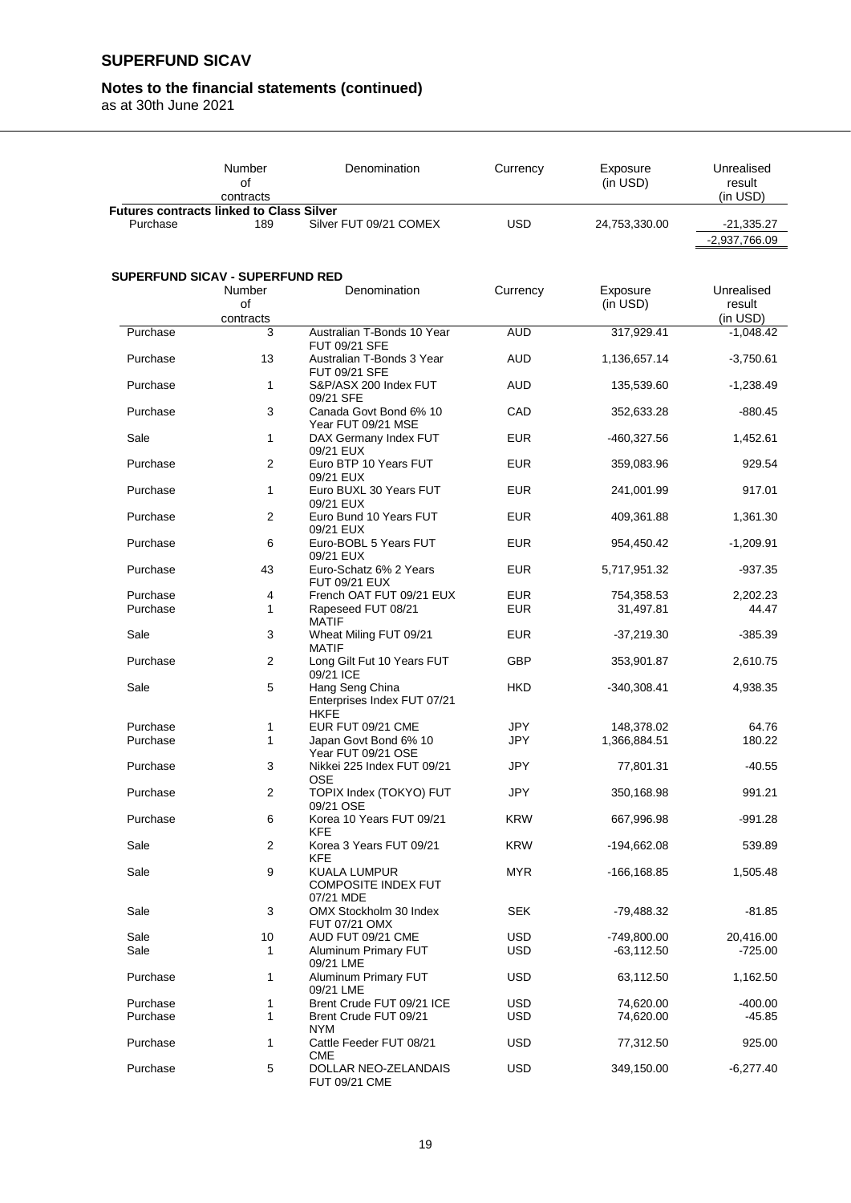| | Number of contracts | Denomination | Currency | Exposure (in USD) | Unrealised result (in USD) |
|---|---|---|---|---|---|
| **Futures contracts linked to Class Silver** | | | | | |
| Purchase | 189 | Silver FUT 09/21 COMEX | USD | 24,753,330.00 | -21,335.27 |
| | | | | | -2,937,766.09 |

**SUPERFUND SICAV - SUPERFUND RED**

| | Number of contracts | Denomination | Currency | Exposure (in USD) | Unrealised result (in USD) |
|---|---|---|---|---|---|
| Purchase | 3 | Australian T-Bonds 10 Year FUT 09/21 SFE | AUD | 317,929.41 | -1,048.42 |
| Purchase | 13 | Australian T-Bonds 3 Year FUT 09/21 SFE | AUD | 1,136,657.14 | -3,750.61 |
| Purchase | 1 | S&P/ASX 200 Index FUT 09/21 SFE | AUD | 135,539.60 | -1,238.49 |
| Purchase | 3 | Canada Govt Bond 6% 10 Year FUT 09/21 MSE | CAD | 352,633.28 | -880.45 |
| Sale | 1 | DAX Germany Index FUT 09/21 EUX | EUR | -460,327.56 | 1,452.61 |
| Purchase | 2 | Euro BTP 10 Years FUT 09/21 EUX | EUR | 359,083.96 | 929.54 |
| Purchase | 1 | Euro BUXL 30 Years FUT 09/21 EUX | EUR | 241,001.99 | 917.01 |
| Purchase | 2 | Euro Bund 10 Years FUT 09/21 EUX | EUR | 409,361.88 | 1,361.30 |
| Purchase | 6 | Euro-BOBL 5 Years FUT 09/21 EUX | EUR | 954,450.42 | -1,209.91 |
| Purchase | 43 | Euro-Schatz 6% 2 Years FUT 09/21 EUX | EUR | 5,717,951.32 | -937.35 |
| Purchase | 4 | French OAT FUT 09/21 EUX | EUR | 754,358.53 | 2,202.23 |
| Purchase | 1 | Rapeseed FUT 08/21 MATIF | EUR | 31,497.81 | 44.47 |
| Sale | 3 | Wheat Miling FUT 09/21 MATIF | EUR | -37,219.30 | -385.39 |
| Purchase | 2 | Long Gilt Fut 10 Years FUT 09/21 ICE | GBP | 353,901.87 | 2,610.75 |
| Sale | 5 | Hang Seng China Enterprises Index FUT 07/21 HKFE | HKD | -340,308.41 | 4,938.35 |
| Purchase | 1 | EUR FUT 09/21 CME | JPY | 148,378.02 | 64.76 |
| Purchase | 1 | Japan Govt Bond 6% 10 Year FUT 09/21 OSE | JPY | 1,366,884.51 | 180.22 |
| Purchase | 3 | Nikkei 225 Index FUT 09/21 OSE | JPY | 77,801.31 | -40.55 |
| Purchase | 2 | TOPIX Index (TOKYO) FUT 09/21 OSE | JPY | 350,168.98 | 991.21 |
| Purchase | 6 | Korea 10 Years FUT 09/21 KFE | KRW | 667,996.98 | -991.28 |
| Sale | 2 | Korea 3 Years FUT 09/21 KFE | KRW | -194,662.08 | 539.89 |
| Sale | 9 | KUALA LUMPUR COMPOSITE INDEX FUT 07/21 MDE | MYR | -166,168.85 | 1,505.48 |
| Sale | 3 | OMX Stockholm 30 Index FUT 07/21 OMX | SEK | -79,488.32 | -81.85 |
| Sale | 10 | AUD FUT 09/21 CME | USD | -749,800.00 | 20,416.00 |
| Sale | 1 | Aluminum Primary FUT 09/21 LME | USD | -63,112.50 | -725.00 |
| Purchase | 1 | Aluminum Primary FUT 09/21 LME | USD | 63,112.50 | 1,162.50 |
| Purchase | 1 | Brent Crude FUT 09/21 ICE | USD | 74,620.00 | -400.00 |
| Purchase | 1 | Brent Crude FUT 09/21 NYM | USD | 74,620.00 | -45.85 |
| Purchase | 1 | Cattle Feeder FUT 08/21 CME | USD | 77,312.50 | 925.00 |
| Purchase | 5 | DOLLAR NEO-ZELANDAIS FUT 09/21 CME | USD | 349,150.00 | -6,277.40 |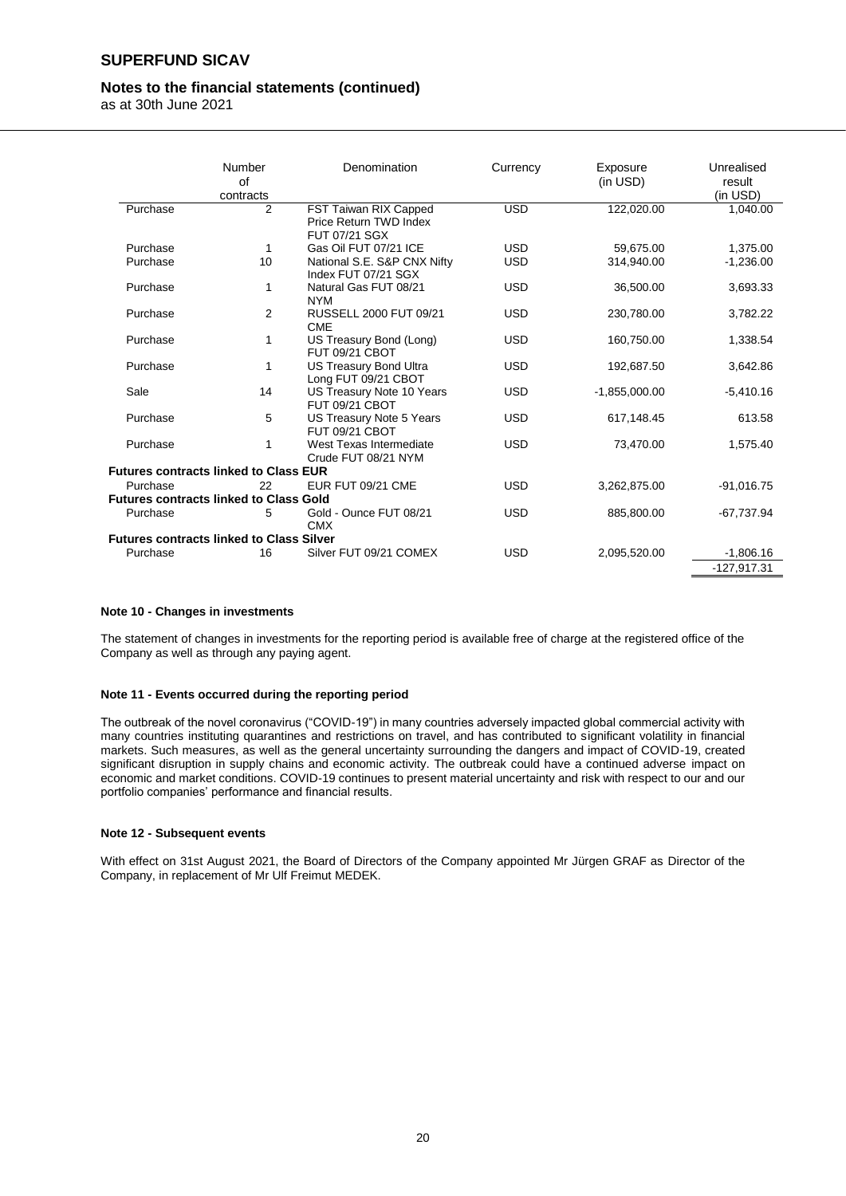| | Number of contracts | Denomination | Currency | Exposure (in USD) | Unrealised result (in USD) |
|---|---|---|---|---|---|
| Purchase | 2 | FST Taiwan RIX Capped Price Return TWD Index FUT 07/21 SGX | USD | 122,020.00 | 1,040.00 |
| Purchase | 1 | Gas Oil FUT 07/21 ICE | USD | 59,675.00 | 1,375.00 |
| Purchase | 10 | National S.E. S&P CNX Nifty Index FUT 07/21 SGX | USD | 314,940.00 | -1,236.00 |
| Purchase | 1 | Natural Gas FUT 08/21 NYM | USD | 36,500.00 | 3,693.33 |
| Purchase | 2 | RUSSELL 2000 FUT 09/21 CME | USD | 230,780.00 | 3,782.22 |
| Purchase | 1 | US Treasury Bond (Long) FUT 09/21 CBOT | USD | 160,750.00 | 1,338.54 |
| Purchase | 1 | US Treasury Bond Ultra Long FUT 09/21 CBOT | USD | 192,687.50 | 3,642.86 |
| Sale | 14 | US Treasury Note 10 Years FUT 09/21 CBOT | USD | -1,855,000.00 | -5,410.16 |
| Purchase | 5 | US Treasury Note 5 Years FUT 09/21 CBOT | USD | 617,148.45 | 613.58 |
| Purchase | 1 | West Texas Intermediate Crude FUT 08/21 NYM | USD | 73,470.00 | 1,575.40 |
| **Futures contracts linked to Class EUR** | | | | | |
| Purchase | 22 | EUR FUT 09/21 CME | USD | 3,262,875.00 | -91,016.75 |
| **Futures contracts linked to Class Gold** | | | | | |
| Purchase | 5 | Gold - Ounce FUT 08/21 CMX | USD | 885,800.00 | -67,737.94 |
| **Futures contracts linked to Class Silver** | | | | | |
| Purchase | 16 | Silver FUT 09/21 COMEX | USD | 2,095,520.00 | -1,806.16 |
| | | | | | -127,917.31 |

#### Note 10 - Changes in investments

The statement of changes in investments for the reporting period is available free of charge at the registered office of the Company as well as through any paying agent.

#### Note 11 - Events occurred during the reporting period

The outbreak of the novel coronavirus ("COVID-19") in many countries adversely impacted global commercial activity with many countries instituting quarantines and restrictions on travel, and has contributed to significant volatility in financial markets. Such measures, as well as the general uncertainty surrounding the dangers and impact of COVID-19, created significant disruption in supply chains and economic activity. The outbreak could have a continued adverse impact on economic and market conditions. COVID-19 continues to present material uncertainty and risk with respect to our and our portfolio companies' performance and financial results.

#### Note 12 - Subsequent events

With effect on 31st August 2021, the Board of Directors of the Company appointed Mr Jürgen GRAF as Director of the Company, in replacement of Mr Ulf Freimut MEDEK.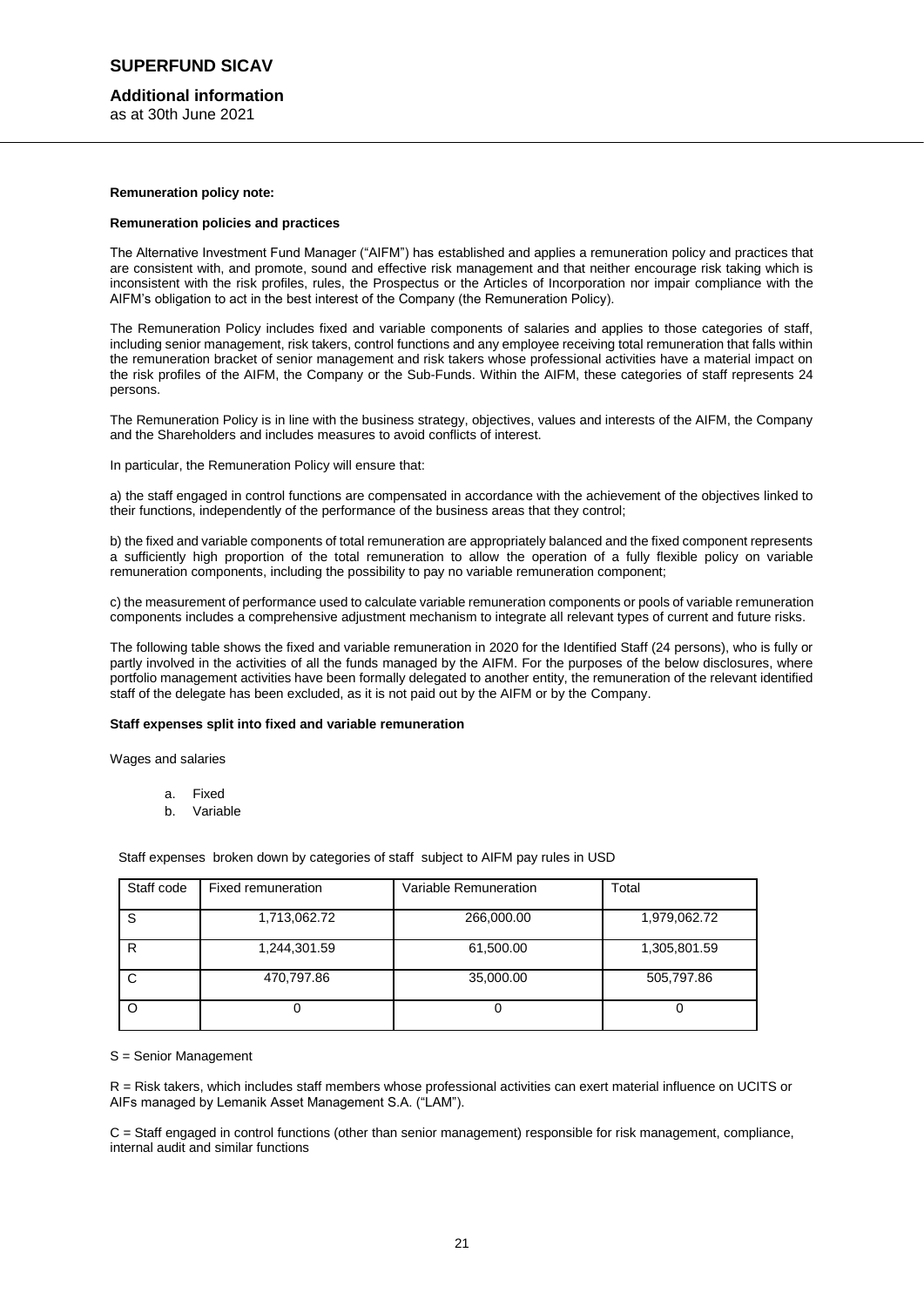**Remuneration policy note:**

**Remuneration policies and practices**

The Alternative Investment Fund Manager ("AIFM") has established and applies a remuneration policy and practices that are consistent with, and promote, sound and effective risk management and that neither encourage risk taking which is inconsistent with the risk profiles, rules, the Prospectus or the Articles of Incorporation nor impair compliance with the AIFM's obligation to act in the best interest of the Company (the Remuneration Policy).

The Remuneration Policy includes fixed and variable components of salaries and applies to those categories of staff, including senior management, risk takers, control functions and any employee receiving total remuneration that falls within the remuneration bracket of senior management and risk takers whose professional activities have a material impact on the risk profiles of the AIFM, the Company or the Sub-Funds. Within the AIFM, these categories of staff represents 24 persons.

The Remuneration Policy is in line with the business strategy, objectives, values and interests of the AIFM, the Company and the Shareholders and includes measures to avoid conflicts of interest.

In particular, the Remuneration Policy will ensure that:

a) the staff engaged in control functions are compensated in accordance with the achievement of the objectives linked to their functions, independently of the performance of the business areas that they control;

b) the fixed and variable components of total remuneration are appropriately balanced and the fixed component represents a sufficiently high proportion of the total remuneration to allow the operation of a fully flexible policy on variable remuneration components, including the possibility to pay no variable remuneration component;

c) the measurement of performance used to calculate variable remuneration components or pools of variable remuneration components includes a comprehensive adjustment mechanism to integrate all relevant types of current and future risks.

The following table shows the fixed and variable remuneration in 2020 for the Identified Staff (24 persons), who is fully or partly involved in the activities of all the funds managed by the AIFM. For the purposes of the below disclosures, where portfolio management activities have been formally delegated to another entity, the remuneration of the relevant identified staff of the delegate has been excluded, as it is not paid out by the AIFM or by the Company.

**Staff expenses split into fixed and variable remuneration**

Wages and salaries

a. Fixed
b. Variable

Staff expenses broken down by categories of staff subject to AIFM pay rules in USD

| Staff code | Fixed remuneration | Variable Remuneration | Total |
|---|---|---|---|
| S | 1,713,062.72 | 266,000.00 | 1,979,062.72 |
| R | 1,244,301.59 | 61,500.00 | 1,305,801.59 |
| C | 470,797.86 | 35,000.00 | 505,797.86 |
| O | 0 | 0 | 0 |

S = Senior Management

R = Risk takers, which includes staff members whose professional activities can exert material influence on UCITS or AIFs managed by Lemanik Asset Management S.A. ("LAM").

C = Staff engaged in control functions (other than senior management) responsible for risk management, compliance, internal audit and similar functions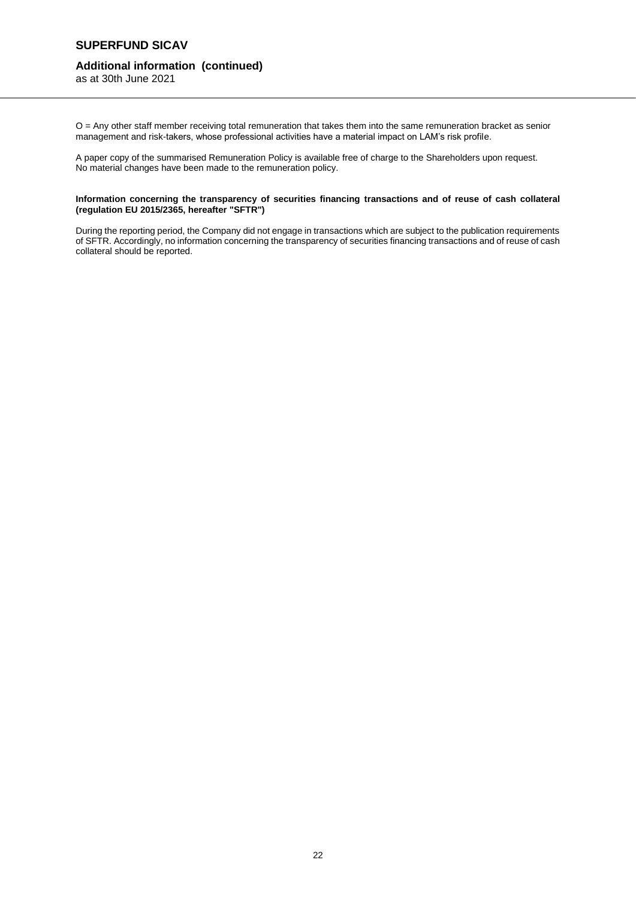O = Any other staff member receiving total remuneration that takes them into the same remuneration bracket as senior management and risk-takers, whose professional activities have a material impact on LAM's risk profile.

A paper copy of the summarised Remuneration Policy is available free of charge to the Shareholders upon request.
No material changes have been made to the remuneration policy.

**Information concerning the transparency of securities financing transactions and of reuse of cash collateral (regulation EU 2015/2365, hereafter "SFTR")**

During the reporting period, the Company did not engage in transactions which are subject to the publication requirements of SFTR. Accordingly, no information concerning the transparency of securities financing transactions and of reuse of cash collateral should be reported.